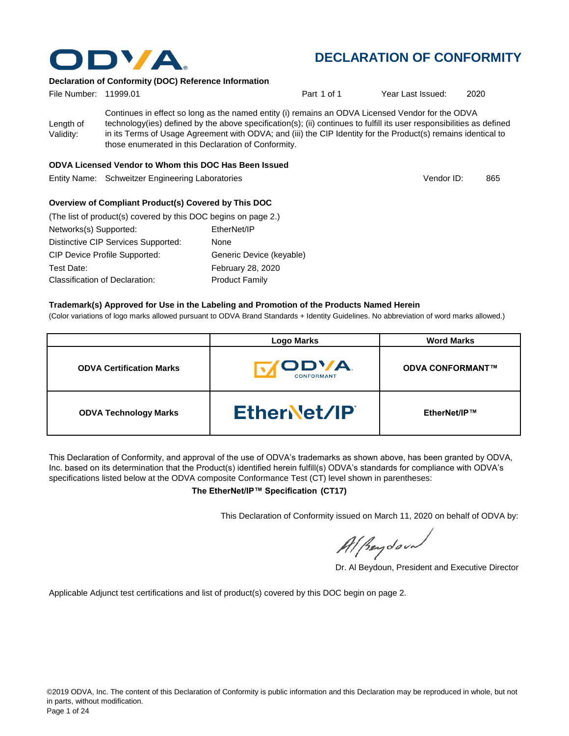# DECLARATION OF CONFORMITY

**Declaration of Conformity (DOC) Reference Information**

File Number: 11999.01 Part 1 of 1 Year Last Issued: 2020

Length of Validity: Continues in effect so long as the named entity (i) remains an ODVA Licensed Vendor for the ODVA technology(ies) defined by the above specification(s); (ii) continues to fulfill its user responsibilities as defined in its Terms of Usage Agreement with ODVA; and (iii) the CIP Identity for the Product(s) remains identical to those enumerated in this Declaration of Conformity.

**ODVA Licensed Vendor to Whom this DOC Has Been Issued**

Entity Name: Schweitzer Engineering Laboratories Vendor ID: 865

**Overview of Compliant Product(s) Covered by This DOC**

(The list of product(s) covered by this DOC begins on page 2.)

| | |
|---|---|
| Networks(s) Supported: | EtherNet/IP |
| Distinctive CIP Services Supported: | None |
| CIP Device Profile Supported: | Generic Device (keyable) |
| Test Date: | February 28, 2020 |
| Classification of Declaration: | Product Family |

**Trademark(s) Approved for Use in the Labeling and Promotion of the Products Named Herein**

(Color variations of logo marks allowed pursuant to ODVA Brand Standards + Identity Guidelines. No abbreviation of word marks allowed.)

| | Logo Marks | Word Marks |
|---|---|---|
| **ODVA Certification Marks** | ODVA CONFORMANT | **ODVA CONFORMANT™** |
| **ODVA Technology Marks** | EtherNet/IP | **EtherNet/IP™** |

This Declaration of Conformity, and approval of the use of ODVA's trademarks as shown above, has been granted by ODVA, Inc. based on its determination that the Product(s) identified herein fulfill(s) ODVA's standards for compliance with ODVA's specifications listed below at the ODVA composite Conformance Test (CT) level shown in parentheses:

**The EtherNet/IP™ Specification (CT17)**

This Declaration of Conformity issued on March 11, 2020 on behalf of ODVA by:

Dr. Al Beydoun, President and Executive Director

Applicable Adjunct test certifications and list of product(s) covered by this DOC begin on page 2.

©2019 ODVA, Inc. The content of this Declaration of Conformity is public information and this Declaration may be reproduced in whole, but not in parts, without modification.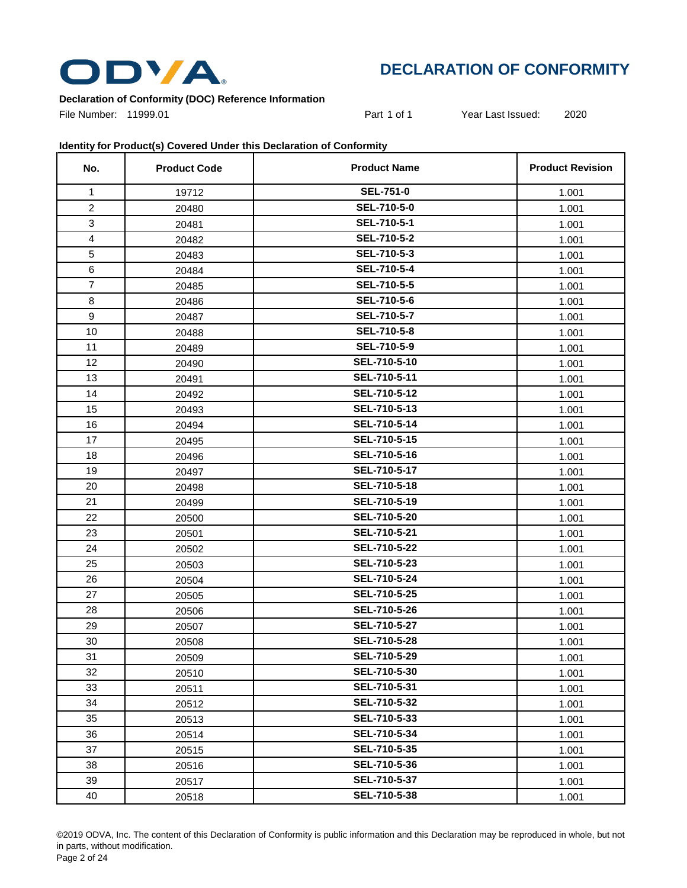# DECLARATION OF CONFORMITY

**Declaration of Conformity (DOC) Reference Information**

File Number: 11999.01 Part 1 of 1 Year Last Issued: 2020

**Identity for Product(s) Covered Under this Declaration of Conformity**

| No. | Product Code | Product Name | Product Revision |
|---|---|---|---|
| 1 | 19712 | **SEL-751-0** | 1.001 |
| 2 | 20480 | **SEL-710-5-0** | 1.001 |
| 3 | 20481 | **SEL-710-5-1** | 1.001 |
| 4 | 20482 | **SEL-710-5-2** | 1.001 |
| 5 | 20483 | **SEL-710-5-3** | 1.001 |
| 6 | 20484 | **SEL-710-5-4** | 1.001 |
| 7 | 20485 | **SEL-710-5-5** | 1.001 |
| 8 | 20486 | **SEL-710-5-6** | 1.001 |
| 9 | 20487 | **SEL-710-5-7** | 1.001 |
| 10 | 20488 | **SEL-710-5-8** | 1.001 |
| 11 | 20489 | **SEL-710-5-9** | 1.001 |
| 12 | 20490 | **SEL-710-5-10** | 1.001 |
| 13 | 20491 | **SEL-710-5-11** | 1.001 |
| 14 | 20492 | **SEL-710-5-12** | 1.001 |
| 15 | 20493 | **SEL-710-5-13** | 1.001 |
| 16 | 20494 | **SEL-710-5-14** | 1.001 |
| 17 | 20495 | **SEL-710-5-15** | 1.001 |
| 18 | 20496 | **SEL-710-5-16** | 1.001 |
| 19 | 20497 | **SEL-710-5-17** | 1.001 |
| 20 | 20498 | **SEL-710-5-18** | 1.001 |
| 21 | 20499 | **SEL-710-5-19** | 1.001 |
| 22 | 20500 | **SEL-710-5-20** | 1.001 |
| 23 | 20501 | **SEL-710-5-21** | 1.001 |
| 24 | 20502 | **SEL-710-5-22** | 1.001 |
| 25 | 20503 | **SEL-710-5-23** | 1.001 |
| 26 | 20504 | **SEL-710-5-24** | 1.001 |
| 27 | 20505 | **SEL-710-5-25** | 1.001 |
| 28 | 20506 | **SEL-710-5-26** | 1.001 |
| 29 | 20507 | **SEL-710-5-27** | 1.001 |
| 30 | 20508 | **SEL-710-5-28** | 1.001 |
| 31 | 20509 | **SEL-710-5-29** | 1.001 |
| 32 | 20510 | **SEL-710-5-30** | 1.001 |
| 33 | 20511 | **SEL-710-5-31** | 1.001 |
| 34 | 20512 | **SEL-710-5-32** | 1.001 |
| 35 | 20513 | **SEL-710-5-33** | 1.001 |
| 36 | 20514 | **SEL-710-5-34** | 1.001 |
| 37 | 20515 | **SEL-710-5-35** | 1.001 |
| 38 | 20516 | **SEL-710-5-36** | 1.001 |
| 39 | 20517 | **SEL-710-5-37** | 1.001 |
| 40 | 20518 | **SEL-710-5-38** | 1.001 |

©2019 ODVA, Inc. The content of this Declaration of Conformity is public information and this Declaration may be reproduced in whole, but not in parts, without modification.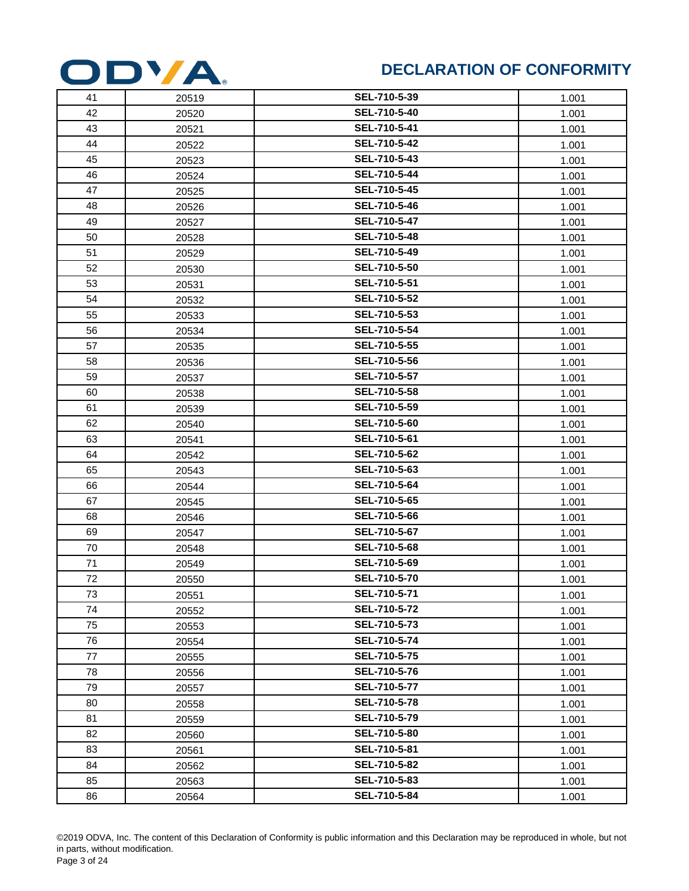| 41 | 20519 | **SEL-710-5-39** | 1.001 |
|---|---|---|---|
| 42 | 20520 | **SEL-710-5-40** | 1.001 |
| 43 | 20521 | **SEL-710-5-41** | 1.001 |
| 44 | 20522 | **SEL-710-5-42** | 1.001 |
| 45 | 20523 | **SEL-710-5-43** | 1.001 |
| 46 | 20524 | **SEL-710-5-44** | 1.001 |
| 47 | 20525 | **SEL-710-5-45** | 1.001 |
| 48 | 20526 | **SEL-710-5-46** | 1.001 |
| 49 | 20527 | **SEL-710-5-47** | 1.001 |
| 50 | 20528 | **SEL-710-5-48** | 1.001 |
| 51 | 20529 | **SEL-710-5-49** | 1.001 |
| 52 | 20530 | **SEL-710-5-50** | 1.001 |
| 53 | 20531 | **SEL-710-5-51** | 1.001 |
| 54 | 20532 | **SEL-710-5-52** | 1.001 |
| 55 | 20533 | **SEL-710-5-53** | 1.001 |
| 56 | 20534 | **SEL-710-5-54** | 1.001 |
| 57 | 20535 | **SEL-710-5-55** | 1.001 |
| 58 | 20536 | **SEL-710-5-56** | 1.001 |
| 59 | 20537 | **SEL-710-5-57** | 1.001 |
| 60 | 20538 | **SEL-710-5-58** | 1.001 |
| 61 | 20539 | **SEL-710-5-59** | 1.001 |
| 62 | 20540 | **SEL-710-5-60** | 1.001 |
| 63 | 20541 | **SEL-710-5-61** | 1.001 |
| 64 | 20542 | **SEL-710-5-62** | 1.001 |
| 65 | 20543 | **SEL-710-5-63** | 1.001 |
| 66 | 20544 | **SEL-710-5-64** | 1.001 |
| 67 | 20545 | **SEL-710-5-65** | 1.001 |
| 68 | 20546 | **SEL-710-5-66** | 1.001 |
| 69 | 20547 | **SEL-710-5-67** | 1.001 |
| 70 | 20548 | **SEL-710-5-68** | 1.001 |
| 71 | 20549 | **SEL-710-5-69** | 1.001 |
| 72 | 20550 | **SEL-710-5-70** | 1.001 |
| 73 | 20551 | **SEL-710-5-71** | 1.001 |
| 74 | 20552 | **SEL-710-5-72** | 1.001 |
| 75 | 20553 | **SEL-710-5-73** | 1.001 |
| 76 | 20554 | **SEL-710-5-74** | 1.001 |
| 77 | 20555 | **SEL-710-5-75** | 1.001 |
| 78 | 20556 | **SEL-710-5-76** | 1.001 |
| 79 | 20557 | **SEL-710-5-77** | 1.001 |
| 80 | 20558 | **SEL-710-5-78** | 1.001 |
| 81 | 20559 | **SEL-710-5-79** | 1.001 |
| 82 | 20560 | **SEL-710-5-80** | 1.001 |
| 83 | 20561 | **SEL-710-5-81** | 1.001 |
| 84 | 20562 | **SEL-710-5-82** | 1.001 |
| 85 | 20563 | **SEL-710-5-83** | 1.001 |
| 86 | 20564 | **SEL-710-5-84** | 1.001 |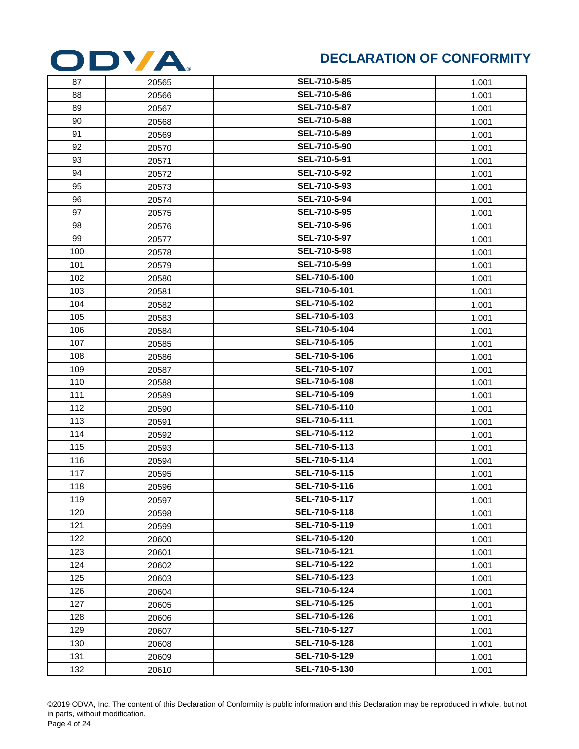| | | | |
|---|---|---|---|
| 87 | 20565 | **SEL-710-5-85** | 1.001 |
| 88 | 20566 | **SEL-710-5-86** | 1.001 |
| 89 | 20567 | **SEL-710-5-87** | 1.001 |
| 90 | 20568 | **SEL-710-5-88** | 1.001 |
| 91 | 20569 | **SEL-710-5-89** | 1.001 |
| 92 | 20570 | **SEL-710-5-90** | 1.001 |
| 93 | 20571 | **SEL-710-5-91** | 1.001 |
| 94 | 20572 | **SEL-710-5-92** | 1.001 |
| 95 | 20573 | **SEL-710-5-93** | 1.001 |
| 96 | 20574 | **SEL-710-5-94** | 1.001 |
| 97 | 20575 | **SEL-710-5-95** | 1.001 |
| 98 | 20576 | **SEL-710-5-96** | 1.001 |
| 99 | 20577 | **SEL-710-5-97** | 1.001 |
| 100 | 20578 | **SEL-710-5-98** | 1.001 |
| 101 | 20579 | **SEL-710-5-99** | 1.001 |
| 102 | 20580 | **SEL-710-5-100** | 1.001 |
| 103 | 20581 | **SEL-710-5-101** | 1.001 |
| 104 | 20582 | **SEL-710-5-102** | 1.001 |
| 105 | 20583 | **SEL-710-5-103** | 1.001 |
| 106 | 20584 | **SEL-710-5-104** | 1.001 |
| 107 | 20585 | **SEL-710-5-105** | 1.001 |
| 108 | 20586 | **SEL-710-5-106** | 1.001 |
| 109 | 20587 | **SEL-710-5-107** | 1.001 |
| 110 | 20588 | **SEL-710-5-108** | 1.001 |
| 111 | 20589 | **SEL-710-5-109** | 1.001 |
| 112 | 20590 | **SEL-710-5-110** | 1.001 |
| 113 | 20591 | **SEL-710-5-111** | 1.001 |
| 114 | 20592 | **SEL-710-5-112** | 1.001 |
| 115 | 20593 | **SEL-710-5-113** | 1.001 |
| 116 | 20594 | **SEL-710-5-114** | 1.001 |
| 117 | 20595 | **SEL-710-5-115** | 1.001 |
| 118 | 20596 | **SEL-710-5-116** | 1.001 |
| 119 | 20597 | **SEL-710-5-117** | 1.001 |
| 120 | 20598 | **SEL-710-5-118** | 1.001 |
| 121 | 20599 | **SEL-710-5-119** | 1.001 |
| 122 | 20600 | **SEL-710-5-120** | 1.001 |
| 123 | 20601 | **SEL-710-5-121** | 1.001 |
| 124 | 20602 | **SEL-710-5-122** | 1.001 |
| 125 | 20603 | **SEL-710-5-123** | 1.001 |
| 126 | 20604 | **SEL-710-5-124** | 1.001 |
| 127 | 20605 | **SEL-710-5-125** | 1.001 |
| 128 | 20606 | **SEL-710-5-126** | 1.001 |
| 129 | 20607 | **SEL-710-5-127** | 1.001 |
| 130 | 20608 | **SEL-710-5-128** | 1.001 |
| 131 | 20609 | **SEL-710-5-129** | 1.001 |
| 132 | 20610 | **SEL-710-5-130** | 1.001 |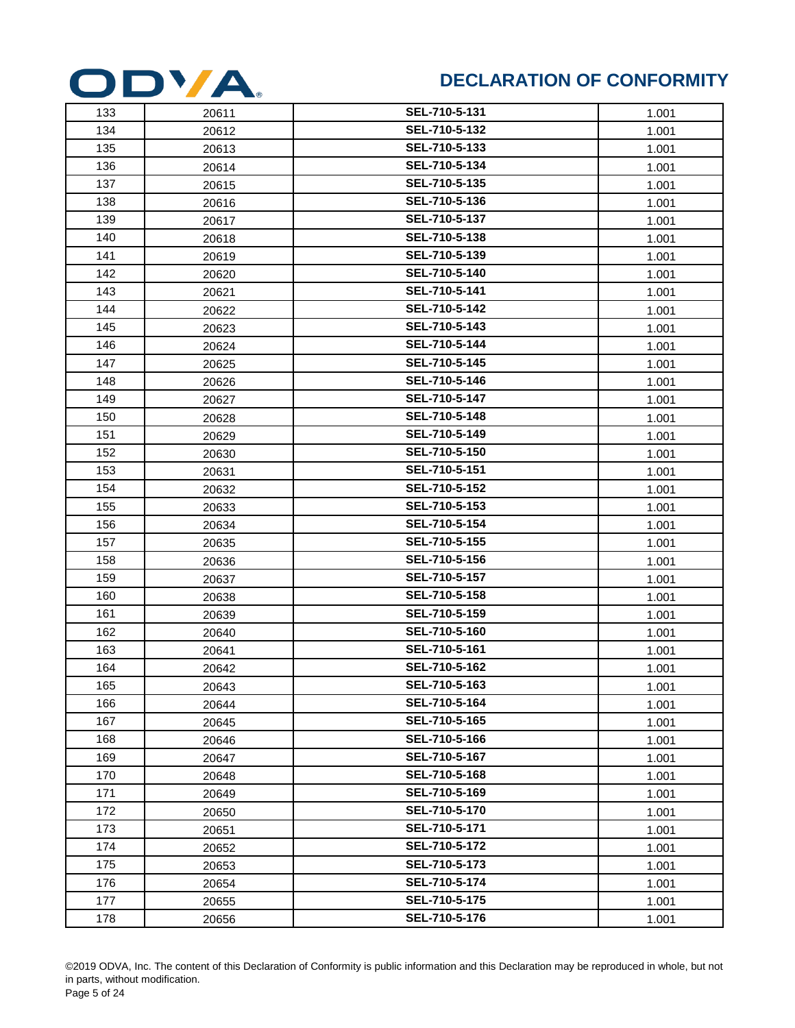# DECLARATION OF CONFORMITY

| | | | |
|---|---|---|---|
| 133 | 20611 | **SEL-710-5-131** | 1.001 |
| 134 | 20612 | **SEL-710-5-132** | 1.001 |
| 135 | 20613 | **SEL-710-5-133** | 1.001 |
| 136 | 20614 | **SEL-710-5-134** | 1.001 |
| 137 | 20615 | **SEL-710-5-135** | 1.001 |
| 138 | 20616 | **SEL-710-5-136** | 1.001 |
| 139 | 20617 | **SEL-710-5-137** | 1.001 |
| 140 | 20618 | **SEL-710-5-138** | 1.001 |
| 141 | 20619 | **SEL-710-5-139** | 1.001 |
| 142 | 20620 | **SEL-710-5-140** | 1.001 |
| 143 | 20621 | **SEL-710-5-141** | 1.001 |
| 144 | 20622 | **SEL-710-5-142** | 1.001 |
| 145 | 20623 | **SEL-710-5-143** | 1.001 |
| 146 | 20624 | **SEL-710-5-144** | 1.001 |
| 147 | 20625 | **SEL-710-5-145** | 1.001 |
| 148 | 20626 | **SEL-710-5-146** | 1.001 |
| 149 | 20627 | **SEL-710-5-147** | 1.001 |
| 150 | 20628 | **SEL-710-5-148** | 1.001 |
| 151 | 20629 | **SEL-710-5-149** | 1.001 |
| 152 | 20630 | **SEL-710-5-150** | 1.001 |
| 153 | 20631 | **SEL-710-5-151** | 1.001 |
| 154 | 20632 | **SEL-710-5-152** | 1.001 |
| 155 | 20633 | **SEL-710-5-153** | 1.001 |
| 156 | 20634 | **SEL-710-5-154** | 1.001 |
| 157 | 20635 | **SEL-710-5-155** | 1.001 |
| 158 | 20636 | **SEL-710-5-156** | 1.001 |
| 159 | 20637 | **SEL-710-5-157** | 1.001 |
| 160 | 20638 | **SEL-710-5-158** | 1.001 |
| 161 | 20639 | **SEL-710-5-159** | 1.001 |
| 162 | 20640 | **SEL-710-5-160** | 1.001 |
| 163 | 20641 | **SEL-710-5-161** | 1.001 |
| 164 | 20642 | **SEL-710-5-162** | 1.001 |
| 165 | 20643 | **SEL-710-5-163** | 1.001 |
| 166 | 20644 | **SEL-710-5-164** | 1.001 |
| 167 | 20645 | **SEL-710-5-165** | 1.001 |
| 168 | 20646 | **SEL-710-5-166** | 1.001 |
| 169 | 20647 | **SEL-710-5-167** | 1.001 |
| 170 | 20648 | **SEL-710-5-168** | 1.001 |
| 171 | 20649 | **SEL-710-5-169** | 1.001 |
| 172 | 20650 | **SEL-710-5-170** | 1.001 |
| 173 | 20651 | **SEL-710-5-171** | 1.001 |
| 174 | 20652 | **SEL-710-5-172** | 1.001 |
| 175 | 20653 | **SEL-710-5-173** | 1.001 |
| 176 | 20654 | **SEL-710-5-174** | 1.001 |
| 177 | 20655 | **SEL-710-5-175** | 1.001 |
| 178 | 20656 | **SEL-710-5-176** | 1.001 |

©2019 ODVA, Inc. The content of this Declaration of Conformity is public information and this Declaration may be reproduced in whole, but not in parts, without modification.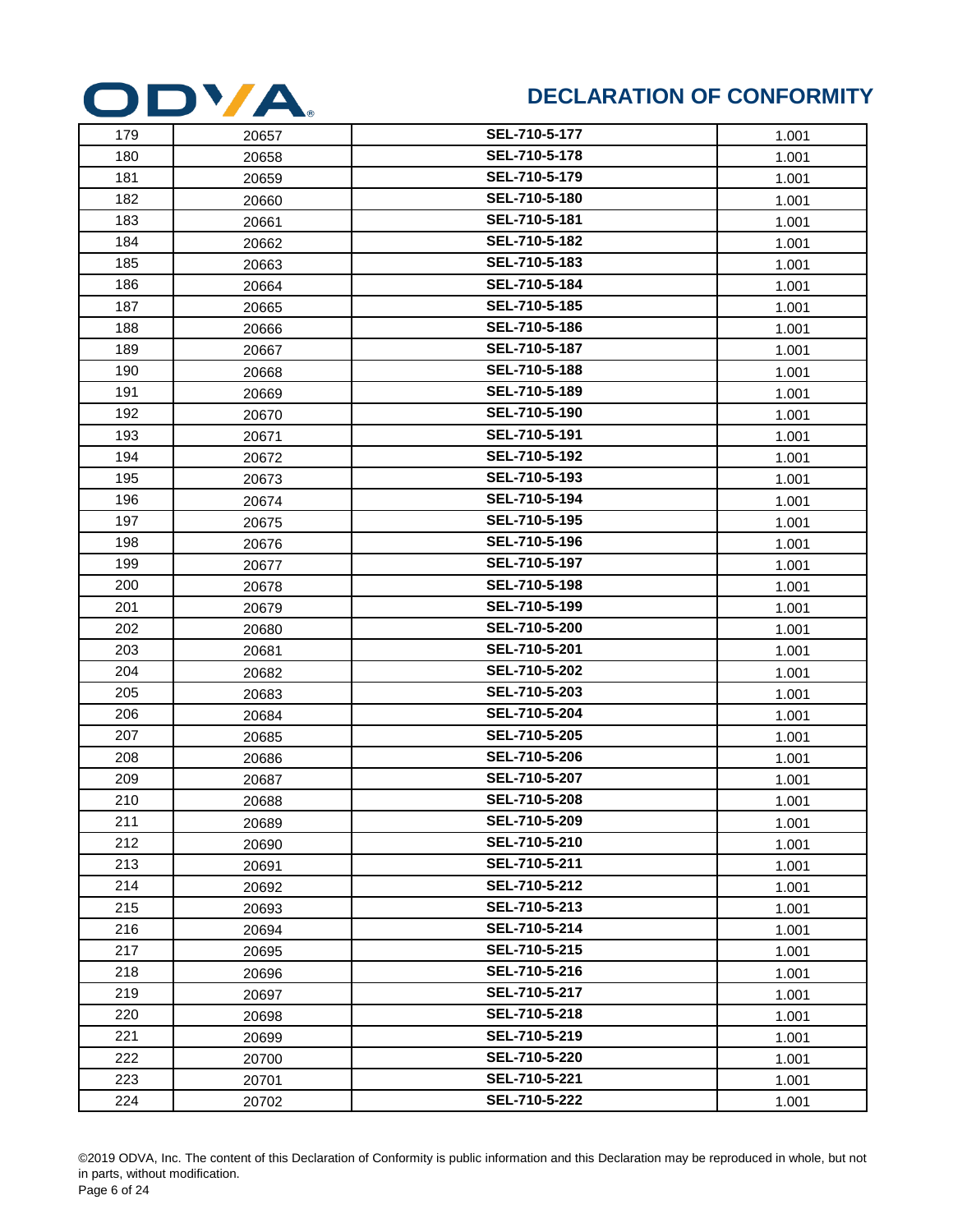| | | | |
|---|---|---|---|
| 179 | 20657 | **SEL-710-5-177** | 1.001 |
| 180 | 20658 | **SEL-710-5-178** | 1.001 |
| 181 | 20659 | **SEL-710-5-179** | 1.001 |
| 182 | 20660 | **SEL-710-5-180** | 1.001 |
| 183 | 20661 | **SEL-710-5-181** | 1.001 |
| 184 | 20662 | **SEL-710-5-182** | 1.001 |
| 185 | 20663 | **SEL-710-5-183** | 1.001 |
| 186 | 20664 | **SEL-710-5-184** | 1.001 |
| 187 | 20665 | **SEL-710-5-185** | 1.001 |
| 188 | 20666 | **SEL-710-5-186** | 1.001 |
| 189 | 20667 | **SEL-710-5-187** | 1.001 |
| 190 | 20668 | **SEL-710-5-188** | 1.001 |
| 191 | 20669 | **SEL-710-5-189** | 1.001 |
| 192 | 20670 | **SEL-710-5-190** | 1.001 |
| 193 | 20671 | **SEL-710-5-191** | 1.001 |
| 194 | 20672 | **SEL-710-5-192** | 1.001 |
| 195 | 20673 | **SEL-710-5-193** | 1.001 |
| 196 | 20674 | **SEL-710-5-194** | 1.001 |
| 197 | 20675 | **SEL-710-5-195** | 1.001 |
| 198 | 20676 | **SEL-710-5-196** | 1.001 |
| 199 | 20677 | **SEL-710-5-197** | 1.001 |
| 200 | 20678 | **SEL-710-5-198** | 1.001 |
| 201 | 20679 | **SEL-710-5-199** | 1.001 |
| 202 | 20680 | **SEL-710-5-200** | 1.001 |
| 203 | 20681 | **SEL-710-5-201** | 1.001 |
| 204 | 20682 | **SEL-710-5-202** | 1.001 |
| 205 | 20683 | **SEL-710-5-203** | 1.001 |
| 206 | 20684 | **SEL-710-5-204** | 1.001 |
| 207 | 20685 | **SEL-710-5-205** | 1.001 |
| 208 | 20686 | **SEL-710-5-206** | 1.001 |
| 209 | 20687 | **SEL-710-5-207** | 1.001 |
| 210 | 20688 | **SEL-710-5-208** | 1.001 |
| 211 | 20689 | **SEL-710-5-209** | 1.001 |
| 212 | 20690 | **SEL-710-5-210** | 1.001 |
| 213 | 20691 | **SEL-710-5-211** | 1.001 |
| 214 | 20692 | **SEL-710-5-212** | 1.001 |
| 215 | 20693 | **SEL-710-5-213** | 1.001 |
| 216 | 20694 | **SEL-710-5-214** | 1.001 |
| 217 | 20695 | **SEL-710-5-215** | 1.001 |
| 218 | 20696 | **SEL-710-5-216** | 1.001 |
| 219 | 20697 | **SEL-710-5-217** | 1.001 |
| 220 | 20698 | **SEL-710-5-218** | 1.001 |
| 221 | 20699 | **SEL-710-5-219** | 1.001 |
| 222 | 20700 | **SEL-710-5-220** | 1.001 |
| 223 | 20701 | **SEL-710-5-221** | 1.001 |
| 224 | 20702 | **SEL-710-5-222** | 1.001 |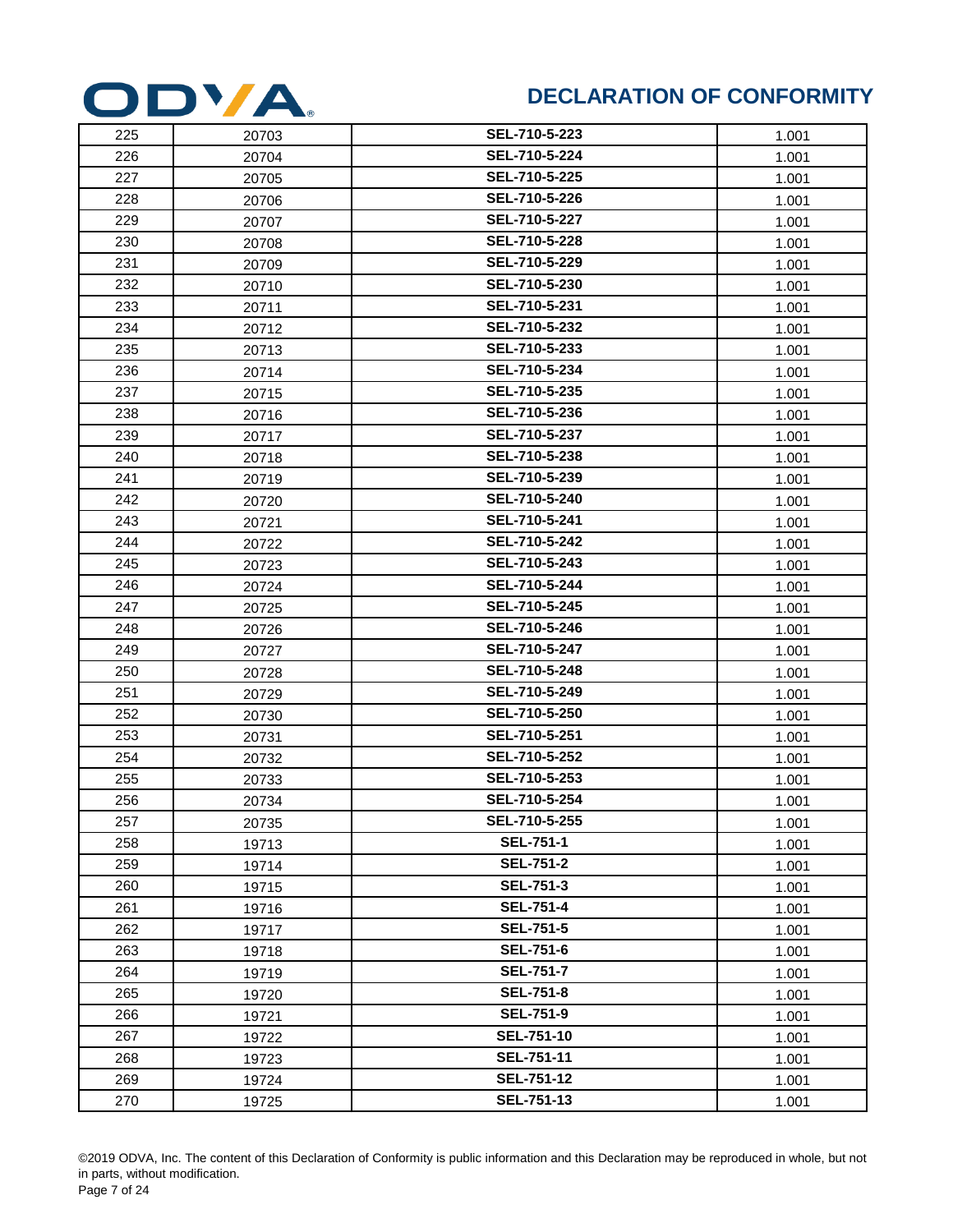# DECLARATION OF CONFORMITY

| | | | |
|---|---|---|---|
| 225 | 20703 | **SEL-710-5-223** | 1.001 |
| 226 | 20704 | **SEL-710-5-224** | 1.001 |
| 227 | 20705 | **SEL-710-5-225** | 1.001 |
| 228 | 20706 | **SEL-710-5-226** | 1.001 |
| 229 | 20707 | **SEL-710-5-227** | 1.001 |
| 230 | 20708 | **SEL-710-5-228** | 1.001 |
| 231 | 20709 | **SEL-710-5-229** | 1.001 |
| 232 | 20710 | **SEL-710-5-230** | 1.001 |
| 233 | 20711 | **SEL-710-5-231** | 1.001 |
| 234 | 20712 | **SEL-710-5-232** | 1.001 |
| 235 | 20713 | **SEL-710-5-233** | 1.001 |
| 236 | 20714 | **SEL-710-5-234** | 1.001 |
| 237 | 20715 | **SEL-710-5-235** | 1.001 |
| 238 | 20716 | **SEL-710-5-236** | 1.001 |
| 239 | 20717 | **SEL-710-5-237** | 1.001 |
| 240 | 20718 | **SEL-710-5-238** | 1.001 |
| 241 | 20719 | **SEL-710-5-239** | 1.001 |
| 242 | 20720 | **SEL-710-5-240** | 1.001 |
| 243 | 20721 | **SEL-710-5-241** | 1.001 |
| 244 | 20722 | **SEL-710-5-242** | 1.001 |
| 245 | 20723 | **SEL-710-5-243** | 1.001 |
| 246 | 20724 | **SEL-710-5-244** | 1.001 |
| 247 | 20725 | **SEL-710-5-245** | 1.001 |
| 248 | 20726 | **SEL-710-5-246** | 1.001 |
| 249 | 20727 | **SEL-710-5-247** | 1.001 |
| 250 | 20728 | **SEL-710-5-248** | 1.001 |
| 251 | 20729 | **SEL-710-5-249** | 1.001 |
| 252 | 20730 | **SEL-710-5-250** | 1.001 |
| 253 | 20731 | **SEL-710-5-251** | 1.001 |
| 254 | 20732 | **SEL-710-5-252** | 1.001 |
| 255 | 20733 | **SEL-710-5-253** | 1.001 |
| 256 | 20734 | **SEL-710-5-254** | 1.001 |
| 257 | 20735 | **SEL-710-5-255** | 1.001 |
| 258 | 19713 | **SEL-751-1** | 1.001 |
| 259 | 19714 | **SEL-751-2** | 1.001 |
| 260 | 19715 | **SEL-751-3** | 1.001 |
| 261 | 19716 | **SEL-751-4** | 1.001 |
| 262 | 19717 | **SEL-751-5** | 1.001 |
| 263 | 19718 | **SEL-751-6** | 1.001 |
| 264 | 19719 | **SEL-751-7** | 1.001 |
| 265 | 19720 | **SEL-751-8** | 1.001 |
| 266 | 19721 | **SEL-751-9** | 1.001 |
| 267 | 19722 | **SEL-751-10** | 1.001 |
| 268 | 19723 | **SEL-751-11** | 1.001 |
| 269 | 19724 | **SEL-751-12** | 1.001 |
| 270 | 19725 | **SEL-751-13** | 1.001 |

©2019 ODVA, Inc. The content of this Declaration of Conformity is public information and this Declaration may be reproduced in whole, but not in parts, without modification.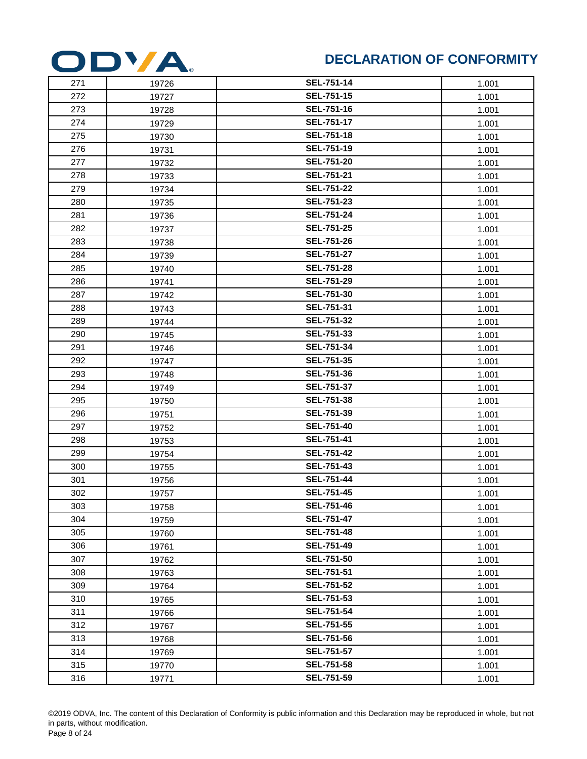# DECLARATION OF CONFORMITY

| | | | |
|---|---|---|---|
| 271 | 19726 | **SEL-751-14** | 1.001 |
| 272 | 19727 | **SEL-751-15** | 1.001 |
| 273 | 19728 | **SEL-751-16** | 1.001 |
| 274 | 19729 | **SEL-751-17** | 1.001 |
| 275 | 19730 | **SEL-751-18** | 1.001 |
| 276 | 19731 | **SEL-751-19** | 1.001 |
| 277 | 19732 | **SEL-751-20** | 1.001 |
| 278 | 19733 | **SEL-751-21** | 1.001 |
| 279 | 19734 | **SEL-751-22** | 1.001 |
| 280 | 19735 | **SEL-751-23** | 1.001 |
| 281 | 19736 | **SEL-751-24** | 1.001 |
| 282 | 19737 | **SEL-751-25** | 1.001 |
| 283 | 19738 | **SEL-751-26** | 1.001 |
| 284 | 19739 | **SEL-751-27** | 1.001 |
| 285 | 19740 | **SEL-751-28** | 1.001 |
| 286 | 19741 | **SEL-751-29** | 1.001 |
| 287 | 19742 | **SEL-751-30** | 1.001 |
| 288 | 19743 | **SEL-751-31** | 1.001 |
| 289 | 19744 | **SEL-751-32** | 1.001 |
| 290 | 19745 | **SEL-751-33** | 1.001 |
| 291 | 19746 | **SEL-751-34** | 1.001 |
| 292 | 19747 | **SEL-751-35** | 1.001 |
| 293 | 19748 | **SEL-751-36** | 1.001 |
| 294 | 19749 | **SEL-751-37** | 1.001 |
| 295 | 19750 | **SEL-751-38** | 1.001 |
| 296 | 19751 | **SEL-751-39** | 1.001 |
| 297 | 19752 | **SEL-751-40** | 1.001 |
| 298 | 19753 | **SEL-751-41** | 1.001 |
| 299 | 19754 | **SEL-751-42** | 1.001 |
| 300 | 19755 | **SEL-751-43** | 1.001 |
| 301 | 19756 | **SEL-751-44** | 1.001 |
| 302 | 19757 | **SEL-751-45** | 1.001 |
| 303 | 19758 | **SEL-751-46** | 1.001 |
| 304 | 19759 | **SEL-751-47** | 1.001 |
| 305 | 19760 | **SEL-751-48** | 1.001 |
| 306 | 19761 | **SEL-751-49** | 1.001 |
| 307 | 19762 | **SEL-751-50** | 1.001 |
| 308 | 19763 | **SEL-751-51** | 1.001 |
| 309 | 19764 | **SEL-751-52** | 1.001 |
| 310 | 19765 | **SEL-751-53** | 1.001 |
| 311 | 19766 | **SEL-751-54** | 1.001 |
| 312 | 19767 | **SEL-751-55** | 1.001 |
| 313 | 19768 | **SEL-751-56** | 1.001 |
| 314 | 19769 | **SEL-751-57** | 1.001 |
| 315 | 19770 | **SEL-751-58** | 1.001 |
| 316 | 19771 | **SEL-751-59** | 1.001 |

©2019 ODVA, Inc. The content of this Declaration of Conformity is public information and this Declaration may be reproduced in whole, but not in parts, without modification.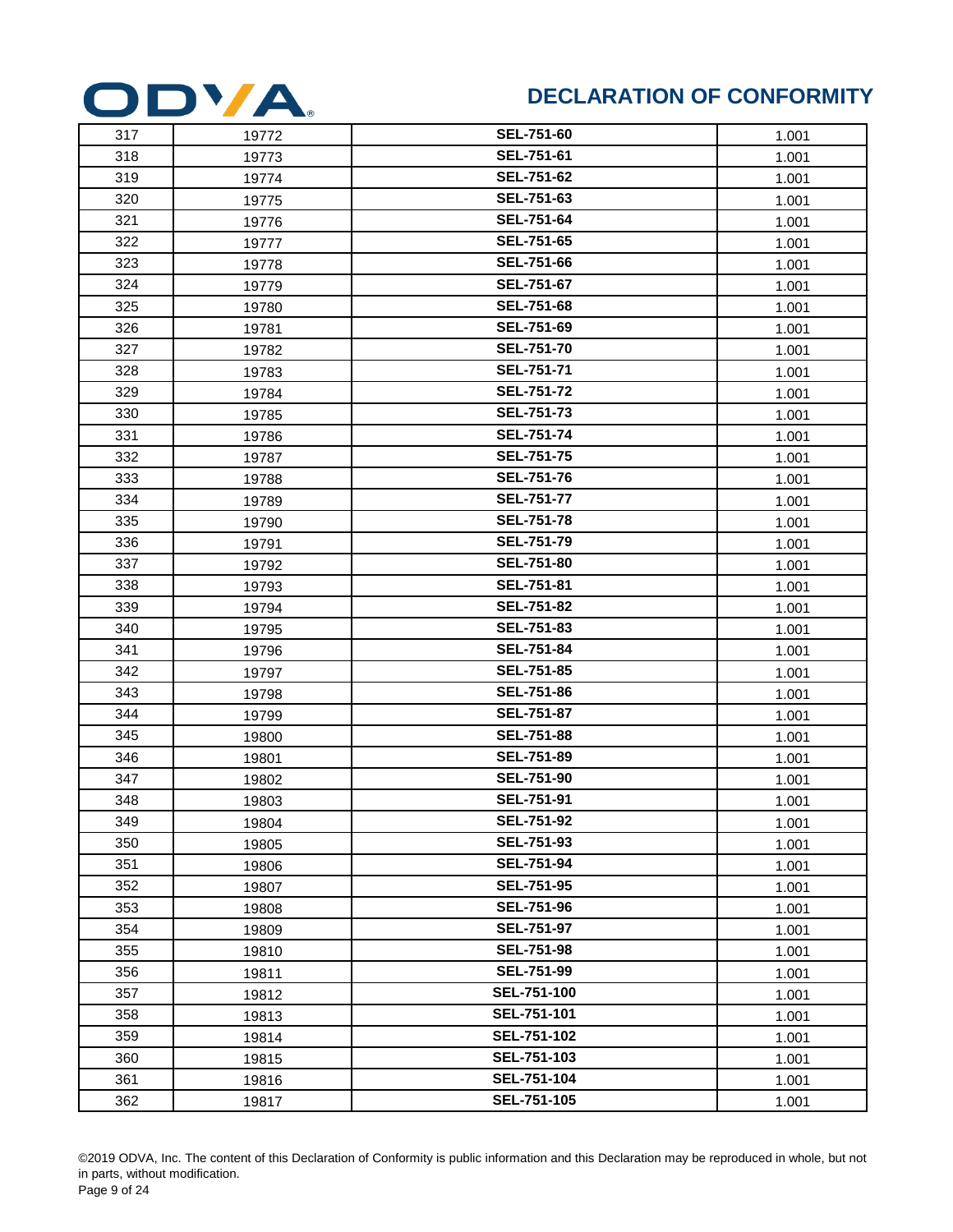# DECLARATION OF CONFORMITY

| | | | |
|---|---|---|---|
| 317 | 19772 | **SEL-751-60** | 1.001 |
| 318 | 19773 | **SEL-751-61** | 1.001 |
| 319 | 19774 | **SEL-751-62** | 1.001 |
| 320 | 19775 | **SEL-751-63** | 1.001 |
| 321 | 19776 | **SEL-751-64** | 1.001 |
| 322 | 19777 | **SEL-751-65** | 1.001 |
| 323 | 19778 | **SEL-751-66** | 1.001 |
| 324 | 19779 | **SEL-751-67** | 1.001 |
| 325 | 19780 | **SEL-751-68** | 1.001 |
| 326 | 19781 | **SEL-751-69** | 1.001 |
| 327 | 19782 | **SEL-751-70** | 1.001 |
| 328 | 19783 | **SEL-751-71** | 1.001 |
| 329 | 19784 | **SEL-751-72** | 1.001 |
| 330 | 19785 | **SEL-751-73** | 1.001 |
| 331 | 19786 | **SEL-751-74** | 1.001 |
| 332 | 19787 | **SEL-751-75** | 1.001 |
| 333 | 19788 | **SEL-751-76** | 1.001 |
| 334 | 19789 | **SEL-751-77** | 1.001 |
| 335 | 19790 | **SEL-751-78** | 1.001 |
| 336 | 19791 | **SEL-751-79** | 1.001 |
| 337 | 19792 | **SEL-751-80** | 1.001 |
| 338 | 19793 | **SEL-751-81** | 1.001 |
| 339 | 19794 | **SEL-751-82** | 1.001 |
| 340 | 19795 | **SEL-751-83** | 1.001 |
| 341 | 19796 | **SEL-751-84** | 1.001 |
| 342 | 19797 | **SEL-751-85** | 1.001 |
| 343 | 19798 | **SEL-751-86** | 1.001 |
| 344 | 19799 | **SEL-751-87** | 1.001 |
| 345 | 19800 | **SEL-751-88** | 1.001 |
| 346 | 19801 | **SEL-751-89** | 1.001 |
| 347 | 19802 | **SEL-751-90** | 1.001 |
| 348 | 19803 | **SEL-751-91** | 1.001 |
| 349 | 19804 | **SEL-751-92** | 1.001 |
| 350 | 19805 | **SEL-751-93** | 1.001 |
| 351 | 19806 | **SEL-751-94** | 1.001 |
| 352 | 19807 | **SEL-751-95** | 1.001 |
| 353 | 19808 | **SEL-751-96** | 1.001 |
| 354 | 19809 | **SEL-751-97** | 1.001 |
| 355 | 19810 | **SEL-751-98** | 1.001 |
| 356 | 19811 | **SEL-751-99** | 1.001 |
| 357 | 19812 | **SEL-751-100** | 1.001 |
| 358 | 19813 | **SEL-751-101** | 1.001 |
| 359 | 19814 | **SEL-751-102** | 1.001 |
| 360 | 19815 | **SEL-751-103** | 1.001 |
| 361 | 19816 | **SEL-751-104** | 1.001 |
| 362 | 19817 | **SEL-751-105** | 1.001 |

©2019 ODVA, Inc. The content of this Declaration of Conformity is public information and this Declaration may be reproduced in whole, but not in parts, without modification.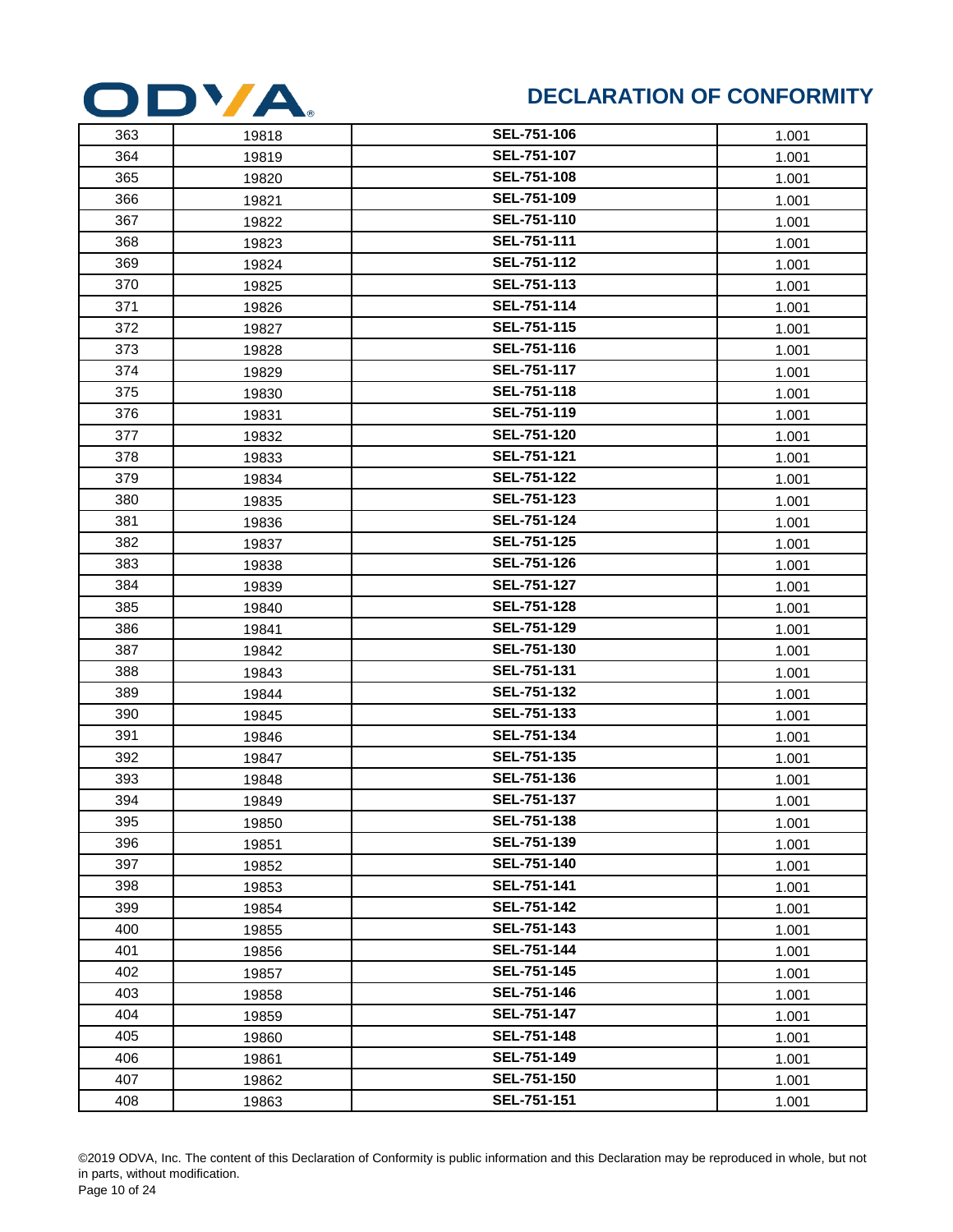# DECLARATION OF CONFORMITY

| | | | |
|---|---|---|---|
| 363 | 19818 | **SEL-751-106** | 1.001 |
| 364 | 19819 | **SEL-751-107** | 1.001 |
| 365 | 19820 | **SEL-751-108** | 1.001 |
| 366 | 19821 | **SEL-751-109** | 1.001 |
| 367 | 19822 | **SEL-751-110** | 1.001 |
| 368 | 19823 | **SEL-751-111** | 1.001 |
| 369 | 19824 | **SEL-751-112** | 1.001 |
| 370 | 19825 | **SEL-751-113** | 1.001 |
| 371 | 19826 | **SEL-751-114** | 1.001 |
| 372 | 19827 | **SEL-751-115** | 1.001 |
| 373 | 19828 | **SEL-751-116** | 1.001 |
| 374 | 19829 | **SEL-751-117** | 1.001 |
| 375 | 19830 | **SEL-751-118** | 1.001 |
| 376 | 19831 | **SEL-751-119** | 1.001 |
| 377 | 19832 | **SEL-751-120** | 1.001 |
| 378 | 19833 | **SEL-751-121** | 1.001 |
| 379 | 19834 | **SEL-751-122** | 1.001 |
| 380 | 19835 | **SEL-751-123** | 1.001 |
| 381 | 19836 | **SEL-751-124** | 1.001 |
| 382 | 19837 | **SEL-751-125** | 1.001 |
| 383 | 19838 | **SEL-751-126** | 1.001 |
| 384 | 19839 | **SEL-751-127** | 1.001 |
| 385 | 19840 | **SEL-751-128** | 1.001 |
| 386 | 19841 | **SEL-751-129** | 1.001 |
| 387 | 19842 | **SEL-751-130** | 1.001 |
| 388 | 19843 | **SEL-751-131** | 1.001 |
| 389 | 19844 | **SEL-751-132** | 1.001 |
| 390 | 19845 | **SEL-751-133** | 1.001 |
| 391 | 19846 | **SEL-751-134** | 1.001 |
| 392 | 19847 | **SEL-751-135** | 1.001 |
| 393 | 19848 | **SEL-751-136** | 1.001 |
| 394 | 19849 | **SEL-751-137** | 1.001 |
| 395 | 19850 | **SEL-751-138** | 1.001 |
| 396 | 19851 | **SEL-751-139** | 1.001 |
| 397 | 19852 | **SEL-751-140** | 1.001 |
| 398 | 19853 | **SEL-751-141** | 1.001 |
| 399 | 19854 | **SEL-751-142** | 1.001 |
| 400 | 19855 | **SEL-751-143** | 1.001 |
| 401 | 19856 | **SEL-751-144** | 1.001 |
| 402 | 19857 | **SEL-751-145** | 1.001 |
| 403 | 19858 | **SEL-751-146** | 1.001 |
| 404 | 19859 | **SEL-751-147** | 1.001 |
| 405 | 19860 | **SEL-751-148** | 1.001 |
| 406 | 19861 | **SEL-751-149** | 1.001 |
| 407 | 19862 | **SEL-751-150** | 1.001 |
| 408 | 19863 | **SEL-751-151** | 1.001 |

©2019 ODVA, Inc. The content of this Declaration of Conformity is public information and this Declaration may be reproduced in whole, but not in parts, without modification.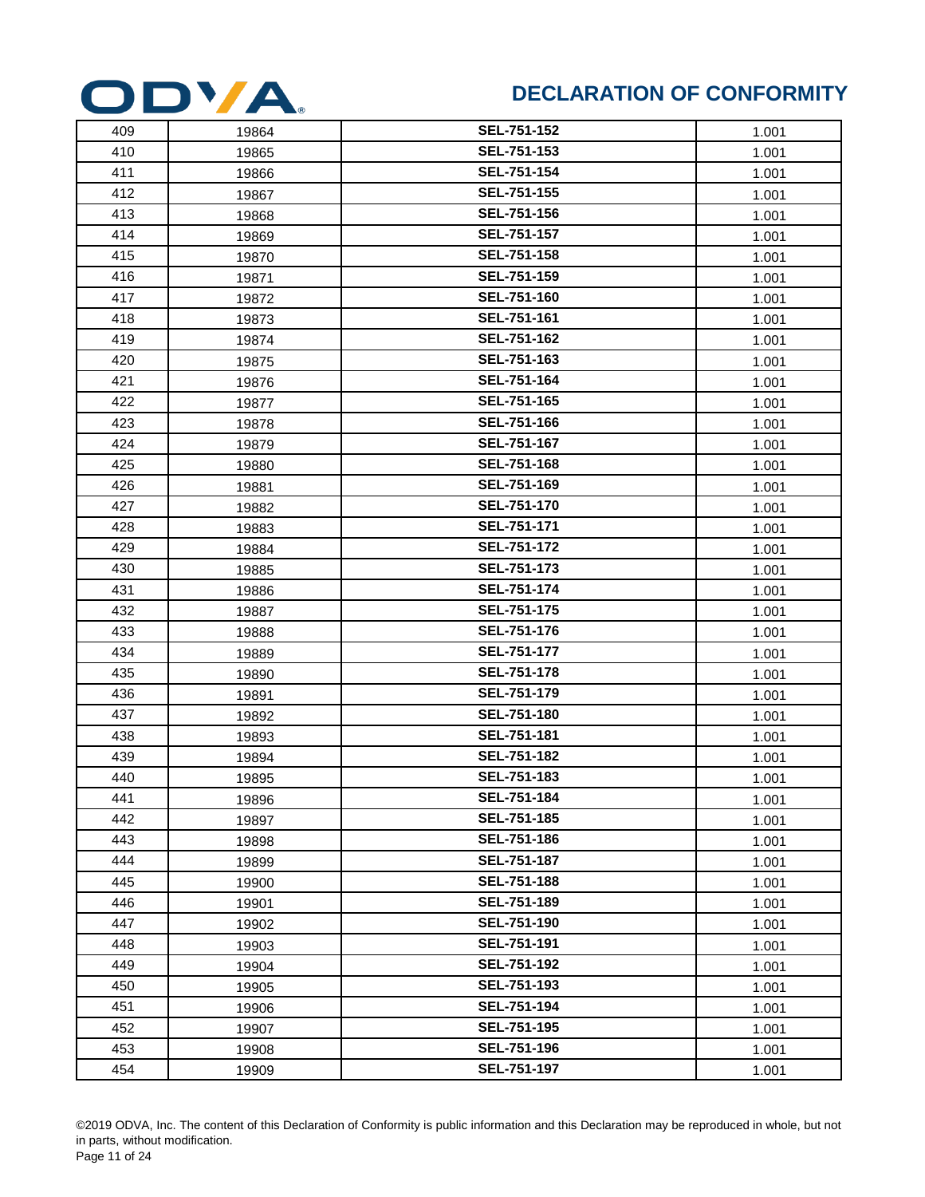| | | | |
|---|---|---|---|
| 409 | 19864 | **SEL-751-152** | 1.001 |
| 410 | 19865 | **SEL-751-153** | 1.001 |
| 411 | 19866 | **SEL-751-154** | 1.001 |
| 412 | 19867 | **SEL-751-155** | 1.001 |
| 413 | 19868 | **SEL-751-156** | 1.001 |
| 414 | 19869 | **SEL-751-157** | 1.001 |
| 415 | 19870 | **SEL-751-158** | 1.001 |
| 416 | 19871 | **SEL-751-159** | 1.001 |
| 417 | 19872 | **SEL-751-160** | 1.001 |
| 418 | 19873 | **SEL-751-161** | 1.001 |
| 419 | 19874 | **SEL-751-162** | 1.001 |
| 420 | 19875 | **SEL-751-163** | 1.001 |
| 421 | 19876 | **SEL-751-164** | 1.001 |
| 422 | 19877 | **SEL-751-165** | 1.001 |
| 423 | 19878 | **SEL-751-166** | 1.001 |
| 424 | 19879 | **SEL-751-167** | 1.001 |
| 425 | 19880 | **SEL-751-168** | 1.001 |
| 426 | 19881 | **SEL-751-169** | 1.001 |
| 427 | 19882 | **SEL-751-170** | 1.001 |
| 428 | 19883 | **SEL-751-171** | 1.001 |
| 429 | 19884 | **SEL-751-172** | 1.001 |
| 430 | 19885 | **SEL-751-173** | 1.001 |
| 431 | 19886 | **SEL-751-174** | 1.001 |
| 432 | 19887 | **SEL-751-175** | 1.001 |
| 433 | 19888 | **SEL-751-176** | 1.001 |
| 434 | 19889 | **SEL-751-177** | 1.001 |
| 435 | 19890 | **SEL-751-178** | 1.001 |
| 436 | 19891 | **SEL-751-179** | 1.001 |
| 437 | 19892 | **SEL-751-180** | 1.001 |
| 438 | 19893 | **SEL-751-181** | 1.001 |
| 439 | 19894 | **SEL-751-182** | 1.001 |
| 440 | 19895 | **SEL-751-183** | 1.001 |
| 441 | 19896 | **SEL-751-184** | 1.001 |
| 442 | 19897 | **SEL-751-185** | 1.001 |
| 443 | 19898 | **SEL-751-186** | 1.001 |
| 444 | 19899 | **SEL-751-187** | 1.001 |
| 445 | 19900 | **SEL-751-188** | 1.001 |
| 446 | 19901 | **SEL-751-189** | 1.001 |
| 447 | 19902 | **SEL-751-190** | 1.001 |
| 448 | 19903 | **SEL-751-191** | 1.001 |
| 449 | 19904 | **SEL-751-192** | 1.001 |
| 450 | 19905 | **SEL-751-193** | 1.001 |
| 451 | 19906 | **SEL-751-194** | 1.001 |
| 452 | 19907 | **SEL-751-195** | 1.001 |
| 453 | 19908 | **SEL-751-196** | 1.001 |
| 454 | 19909 | **SEL-751-197** | 1.001 |

©2019 ODVA, Inc. The content of this Declaration of Conformity is public information and this Declaration may be reproduced in whole, but not in parts, without modification.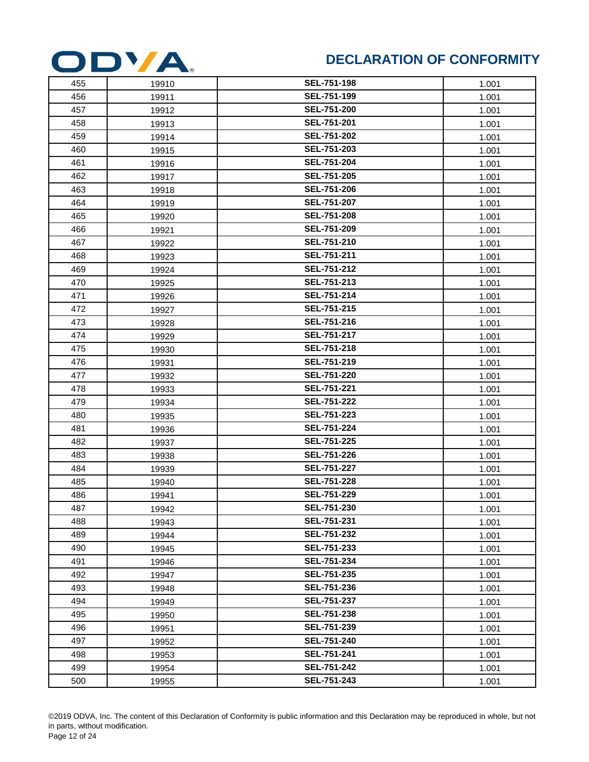# DECLARATION OF CONFORMITY

| | | | |
|---|---|---|---|
| 455 | 19910 | **SEL-751-198** | 1.001 |
| 456 | 19911 | **SEL-751-199** | 1.001 |
| 457 | 19912 | **SEL-751-200** | 1.001 |
| 458 | 19913 | **SEL-751-201** | 1.001 |
| 459 | 19914 | **SEL-751-202** | 1.001 |
| 460 | 19915 | **SEL-751-203** | 1.001 |
| 461 | 19916 | **SEL-751-204** | 1.001 |
| 462 | 19917 | **SEL-751-205** | 1.001 |
| 463 | 19918 | **SEL-751-206** | 1.001 |
| 464 | 19919 | **SEL-751-207** | 1.001 |
| 465 | 19920 | **SEL-751-208** | 1.001 |
| 466 | 19921 | **SEL-751-209** | 1.001 |
| 467 | 19922 | **SEL-751-210** | 1.001 |
| 468 | 19923 | **SEL-751-211** | 1.001 |
| 469 | 19924 | **SEL-751-212** | 1.001 |
| 470 | 19925 | **SEL-751-213** | 1.001 |
| 471 | 19926 | **SEL-751-214** | 1.001 |
| 472 | 19927 | **SEL-751-215** | 1.001 |
| 473 | 19928 | **SEL-751-216** | 1.001 |
| 474 | 19929 | **SEL-751-217** | 1.001 |
| 475 | 19930 | **SEL-751-218** | 1.001 |
| 476 | 19931 | **SEL-751-219** | 1.001 |
| 477 | 19932 | **SEL-751-220** | 1.001 |
| 478 | 19933 | **SEL-751-221** | 1.001 |
| 479 | 19934 | **SEL-751-222** | 1.001 |
| 480 | 19935 | **SEL-751-223** | 1.001 |
| 481 | 19936 | **SEL-751-224** | 1.001 |
| 482 | 19937 | **SEL-751-225** | 1.001 |
| 483 | 19938 | **SEL-751-226** | 1.001 |
| 484 | 19939 | **SEL-751-227** | 1.001 |
| 485 | 19940 | **SEL-751-228** | 1.001 |
| 486 | 19941 | **SEL-751-229** | 1.001 |
| 487 | 19942 | **SEL-751-230** | 1.001 |
| 488 | 19943 | **SEL-751-231** | 1.001 |
| 489 | 19944 | **SEL-751-232** | 1.001 |
| 490 | 19945 | **SEL-751-233** | 1.001 |
| 491 | 19946 | **SEL-751-234** | 1.001 |
| 492 | 19947 | **SEL-751-235** | 1.001 |
| 493 | 19948 | **SEL-751-236** | 1.001 |
| 494 | 19949 | **SEL-751-237** | 1.001 |
| 495 | 19950 | **SEL-751-238** | 1.001 |
| 496 | 19951 | **SEL-751-239** | 1.001 |
| 497 | 19952 | **SEL-751-240** | 1.001 |
| 498 | 19953 | **SEL-751-241** | 1.001 |
| 499 | 19954 | **SEL-751-242** | 1.001 |
| 500 | 19955 | **SEL-751-243** | 1.001 |

©2019 ODVA, Inc. The content of this Declaration of Conformity is public information and this Declaration may be reproduced in whole, but not in parts, without modification.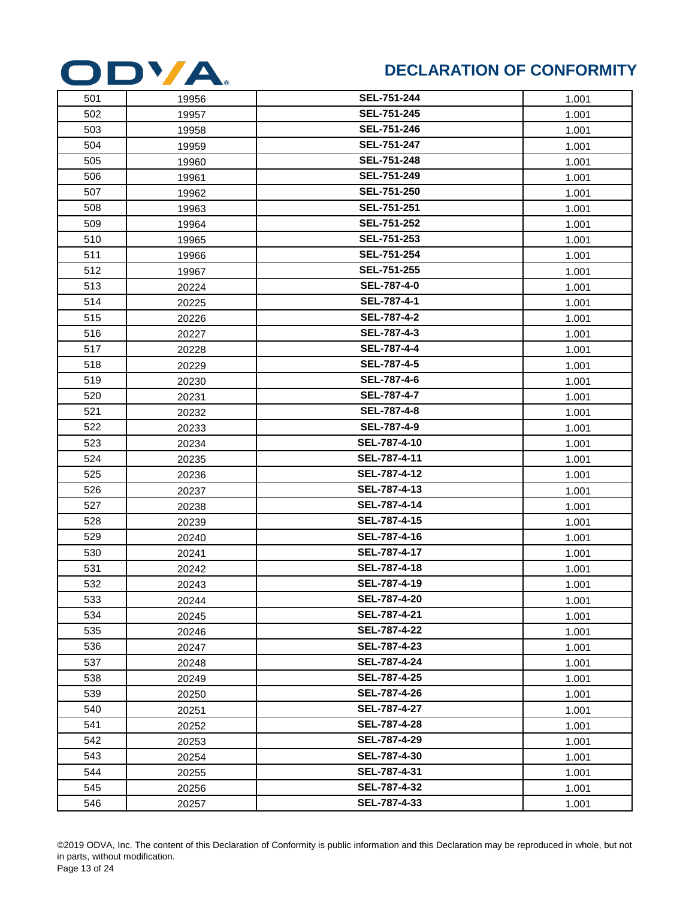# DECLARATION OF CONFORMITY

| | | | |
|---|---|---|---|
| 501 | 19956 | **SEL-751-244** | 1.001 |
| 502 | 19957 | **SEL-751-245** | 1.001 |
| 503 | 19958 | **SEL-751-246** | 1.001 |
| 504 | 19959 | **SEL-751-247** | 1.001 |
| 505 | 19960 | **SEL-751-248** | 1.001 |
| 506 | 19961 | **SEL-751-249** | 1.001 |
| 507 | 19962 | **SEL-751-250** | 1.001 |
| 508 | 19963 | **SEL-751-251** | 1.001 |
| 509 | 19964 | **SEL-751-252** | 1.001 |
| 510 | 19965 | **SEL-751-253** | 1.001 |
| 511 | 19966 | **SEL-751-254** | 1.001 |
| 512 | 19967 | **SEL-751-255** | 1.001 |
| 513 | 20224 | **SEL-787-4-0** | 1.001 |
| 514 | 20225 | **SEL-787-4-1** | 1.001 |
| 515 | 20226 | **SEL-787-4-2** | 1.001 |
| 516 | 20227 | **SEL-787-4-3** | 1.001 |
| 517 | 20228 | **SEL-787-4-4** | 1.001 |
| 518 | 20229 | **SEL-787-4-5** | 1.001 |
| 519 | 20230 | **SEL-787-4-6** | 1.001 |
| 520 | 20231 | **SEL-787-4-7** | 1.001 |
| 521 | 20232 | **SEL-787-4-8** | 1.001 |
| 522 | 20233 | **SEL-787-4-9** | 1.001 |
| 523 | 20234 | **SEL-787-4-10** | 1.001 |
| 524 | 20235 | **SEL-787-4-11** | 1.001 |
| 525 | 20236 | **SEL-787-4-12** | 1.001 |
| 526 | 20237 | **SEL-787-4-13** | 1.001 |
| 527 | 20238 | **SEL-787-4-14** | 1.001 |
| 528 | 20239 | **SEL-787-4-15** | 1.001 |
| 529 | 20240 | **SEL-787-4-16** | 1.001 |
| 530 | 20241 | **SEL-787-4-17** | 1.001 |
| 531 | 20242 | **SEL-787-4-18** | 1.001 |
| 532 | 20243 | **SEL-787-4-19** | 1.001 |
| 533 | 20244 | **SEL-787-4-20** | 1.001 |
| 534 | 20245 | **SEL-787-4-21** | 1.001 |
| 535 | 20246 | **SEL-787-4-22** | 1.001 |
| 536 | 20247 | **SEL-787-4-23** | 1.001 |
| 537 | 20248 | **SEL-787-4-24** | 1.001 |
| 538 | 20249 | **SEL-787-4-25** | 1.001 |
| 539 | 20250 | **SEL-787-4-26** | 1.001 |
| 540 | 20251 | **SEL-787-4-27** | 1.001 |
| 541 | 20252 | **SEL-787-4-28** | 1.001 |
| 542 | 20253 | **SEL-787-4-29** | 1.001 |
| 543 | 20254 | **SEL-787-4-30** | 1.001 |
| 544 | 20255 | **SEL-787-4-31** | 1.001 |
| 545 | 20256 | **SEL-787-4-32** | 1.001 |
| 546 | 20257 | **SEL-787-4-33** | 1.001 |

©2019 ODVA, Inc. The content of this Declaration of Conformity is public information and this Declaration may be reproduced in whole, but not in parts, without modification.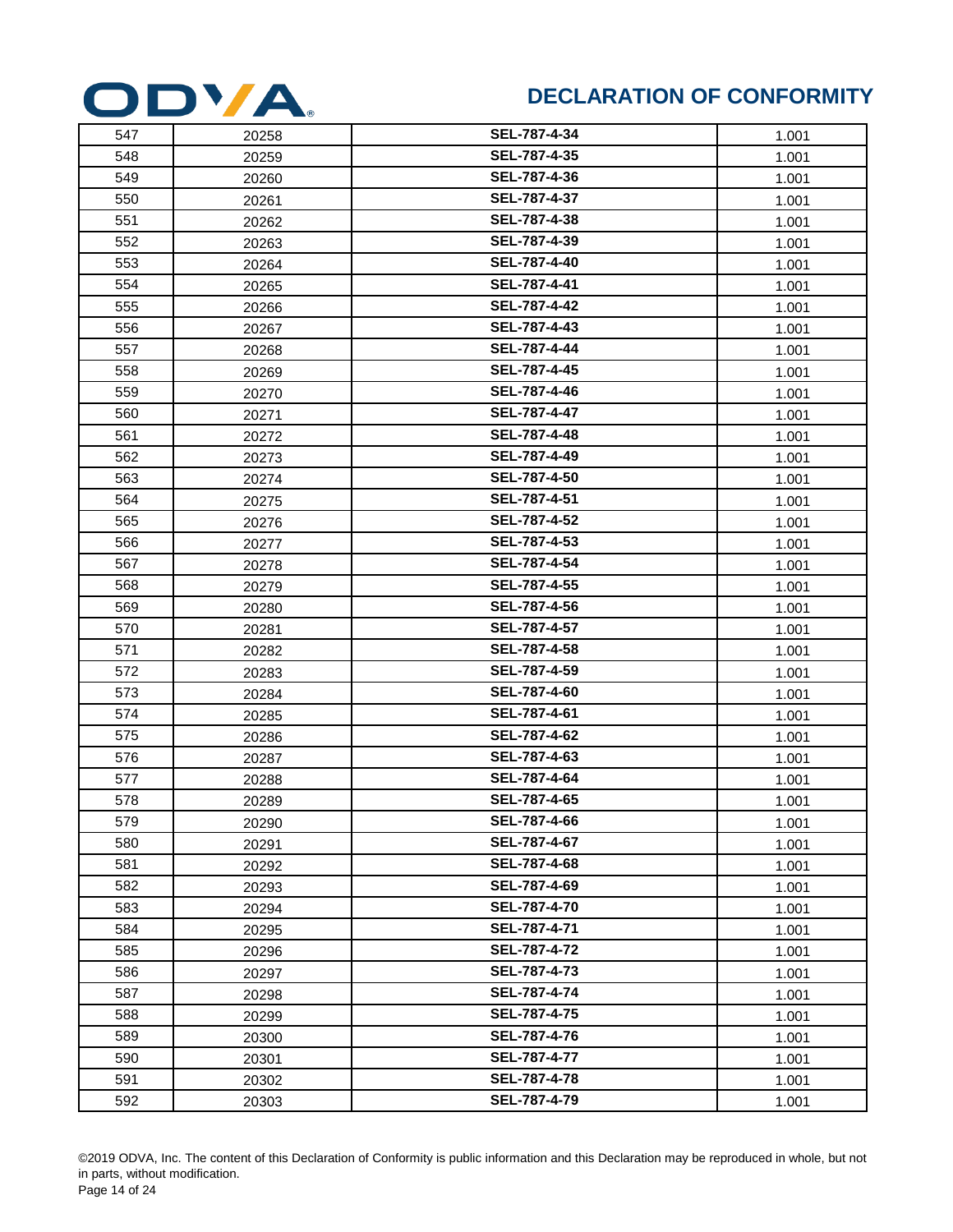# DECLARATION OF CONFORMITY

| | | | |
|---|---|---|---|
| 547 | 20258 | **SEL-787-4-34** | 1.001 |
| 548 | 20259 | **SEL-787-4-35** | 1.001 |
| 549 | 20260 | **SEL-787-4-36** | 1.001 |
| 550 | 20261 | **SEL-787-4-37** | 1.001 |
| 551 | 20262 | **SEL-787-4-38** | 1.001 |
| 552 | 20263 | **SEL-787-4-39** | 1.001 |
| 553 | 20264 | **SEL-787-4-40** | 1.001 |
| 554 | 20265 | **SEL-787-4-41** | 1.001 |
| 555 | 20266 | **SEL-787-4-42** | 1.001 |
| 556 | 20267 | **SEL-787-4-43** | 1.001 |
| 557 | 20268 | **SEL-787-4-44** | 1.001 |
| 558 | 20269 | **SEL-787-4-45** | 1.001 |
| 559 | 20270 | **SEL-787-4-46** | 1.001 |
| 560 | 20271 | **SEL-787-4-47** | 1.001 |
| 561 | 20272 | **SEL-787-4-48** | 1.001 |
| 562 | 20273 | **SEL-787-4-49** | 1.001 |
| 563 | 20274 | **SEL-787-4-50** | 1.001 |
| 564 | 20275 | **SEL-787-4-51** | 1.001 |
| 565 | 20276 | **SEL-787-4-52** | 1.001 |
| 566 | 20277 | **SEL-787-4-53** | 1.001 |
| 567 | 20278 | **SEL-787-4-54** | 1.001 |
| 568 | 20279 | **SEL-787-4-55** | 1.001 |
| 569 | 20280 | **SEL-787-4-56** | 1.001 |
| 570 | 20281 | **SEL-787-4-57** | 1.001 |
| 571 | 20282 | **SEL-787-4-58** | 1.001 |
| 572 | 20283 | **SEL-787-4-59** | 1.001 |
| 573 | 20284 | **SEL-787-4-60** | 1.001 |
| 574 | 20285 | **SEL-787-4-61** | 1.001 |
| 575 | 20286 | **SEL-787-4-62** | 1.001 |
| 576 | 20287 | **SEL-787-4-63** | 1.001 |
| 577 | 20288 | **SEL-787-4-64** | 1.001 |
| 578 | 20289 | **SEL-787-4-65** | 1.001 |
| 579 | 20290 | **SEL-787-4-66** | 1.001 |
| 580 | 20291 | **SEL-787-4-67** | 1.001 |
| 581 | 20292 | **SEL-787-4-68** | 1.001 |
| 582 | 20293 | **SEL-787-4-69** | 1.001 |
| 583 | 20294 | **SEL-787-4-70** | 1.001 |
| 584 | 20295 | **SEL-787-4-71** | 1.001 |
| 585 | 20296 | **SEL-787-4-72** | 1.001 |
| 586 | 20297 | **SEL-787-4-73** | 1.001 |
| 587 | 20298 | **SEL-787-4-74** | 1.001 |
| 588 | 20299 | **SEL-787-4-75** | 1.001 |
| 589 | 20300 | **SEL-787-4-76** | 1.001 |
| 590 | 20301 | **SEL-787-4-77** | 1.001 |
| 591 | 20302 | **SEL-787-4-78** | 1.001 |
| 592 | 20303 | **SEL-787-4-79** | 1.001 |

©2019 ODVA, Inc. The content of this Declaration of Conformity is public information and this Declaration may be reproduced in whole, but not in parts, without modification.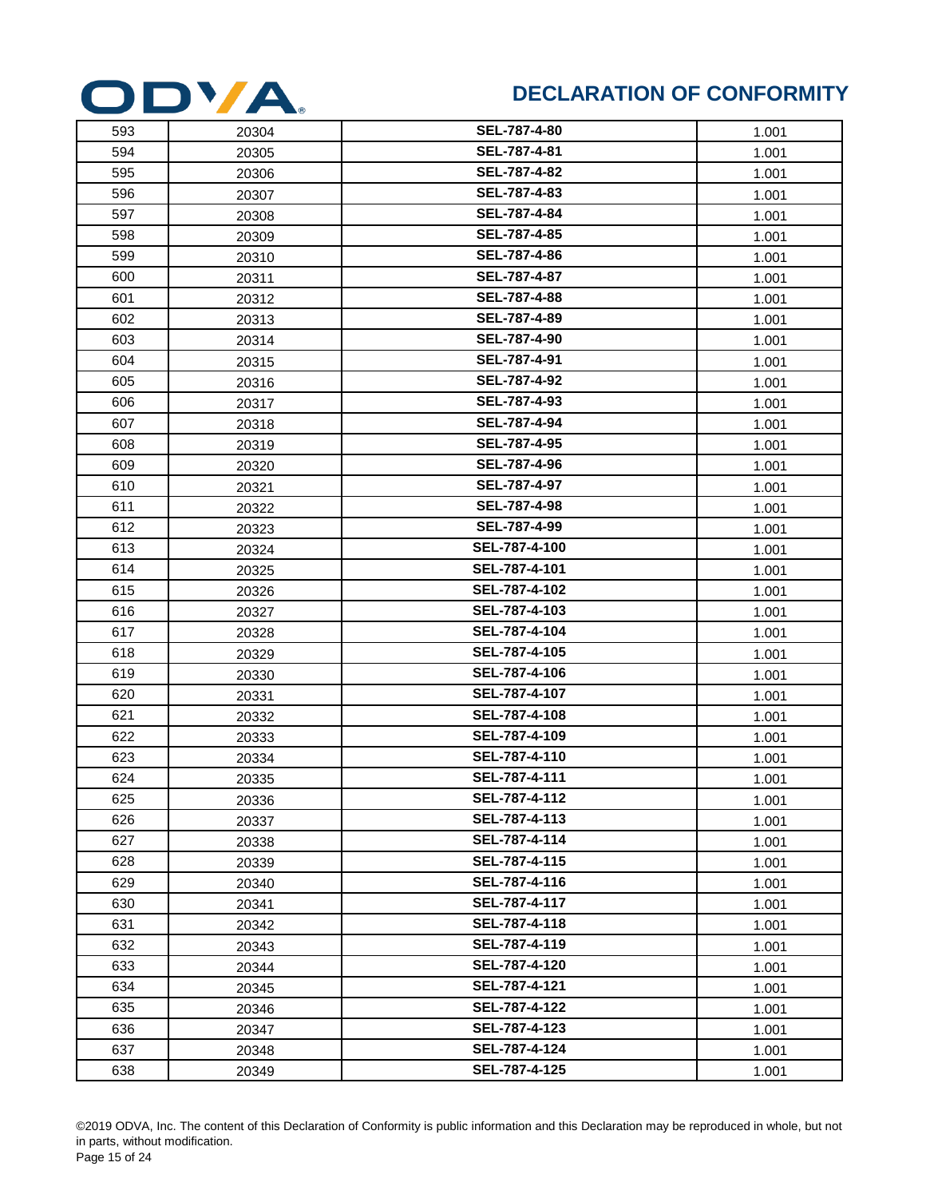| 593 | 20304 | **SEL-787-4-80** | 1.001 |
|---|---|---|---|
| 594 | 20305 | **SEL-787-4-81** | 1.001 |
| 595 | 20306 | **SEL-787-4-82** | 1.001 |
| 596 | 20307 | **SEL-787-4-83** | 1.001 |
| 597 | 20308 | **SEL-787-4-84** | 1.001 |
| 598 | 20309 | **SEL-787-4-85** | 1.001 |
| 599 | 20310 | **SEL-787-4-86** | 1.001 |
| 600 | 20311 | **SEL-787-4-87** | 1.001 |
| 601 | 20312 | **SEL-787-4-88** | 1.001 |
| 602 | 20313 | **SEL-787-4-89** | 1.001 |
| 603 | 20314 | **SEL-787-4-90** | 1.001 |
| 604 | 20315 | **SEL-787-4-91** | 1.001 |
| 605 | 20316 | **SEL-787-4-92** | 1.001 |
| 606 | 20317 | **SEL-787-4-93** | 1.001 |
| 607 | 20318 | **SEL-787-4-94** | 1.001 |
| 608 | 20319 | **SEL-787-4-95** | 1.001 |
| 609 | 20320 | **SEL-787-4-96** | 1.001 |
| 610 | 20321 | **SEL-787-4-97** | 1.001 |
| 611 | 20322 | **SEL-787-4-98** | 1.001 |
| 612 | 20323 | **SEL-787-4-99** | 1.001 |
| 613 | 20324 | **SEL-787-4-100** | 1.001 |
| 614 | 20325 | **SEL-787-4-101** | 1.001 |
| 615 | 20326 | **SEL-787-4-102** | 1.001 |
| 616 | 20327 | **SEL-787-4-103** | 1.001 |
| 617 | 20328 | **SEL-787-4-104** | 1.001 |
| 618 | 20329 | **SEL-787-4-105** | 1.001 |
| 619 | 20330 | **SEL-787-4-106** | 1.001 |
| 620 | 20331 | **SEL-787-4-107** | 1.001 |
| 621 | 20332 | **SEL-787-4-108** | 1.001 |
| 622 | 20333 | **SEL-787-4-109** | 1.001 |
| 623 | 20334 | **SEL-787-4-110** | 1.001 |
| 624 | 20335 | **SEL-787-4-111** | 1.001 |
| 625 | 20336 | **SEL-787-4-112** | 1.001 |
| 626 | 20337 | **SEL-787-4-113** | 1.001 |
| 627 | 20338 | **SEL-787-4-114** | 1.001 |
| 628 | 20339 | **SEL-787-4-115** | 1.001 |
| 629 | 20340 | **SEL-787-4-116** | 1.001 |
| 630 | 20341 | **SEL-787-4-117** | 1.001 |
| 631 | 20342 | **SEL-787-4-118** | 1.001 |
| 632 | 20343 | **SEL-787-4-119** | 1.001 |
| 633 | 20344 | **SEL-787-4-120** | 1.001 |
| 634 | 20345 | **SEL-787-4-121** | 1.001 |
| 635 | 20346 | **SEL-787-4-122** | 1.001 |
| 636 | 20347 | **SEL-787-4-123** | 1.001 |
| 637 | 20348 | **SEL-787-4-124** | 1.001 |
| 638 | 20349 | **SEL-787-4-125** | 1.001 |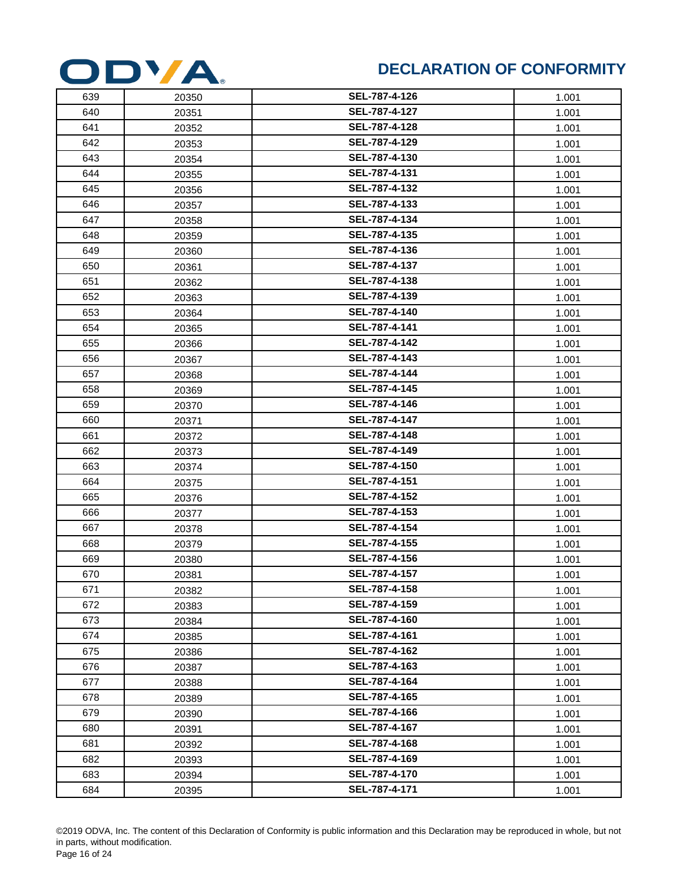# DECLARATION OF CONFORMITY

| 639 | 20350 | **SEL-787-4-126** | 1.001 |
|---|---|---|---|
| 640 | 20351 | **SEL-787-4-127** | 1.001 |
| 641 | 20352 | **SEL-787-4-128** | 1.001 |
| 642 | 20353 | **SEL-787-4-129** | 1.001 |
| 643 | 20354 | **SEL-787-4-130** | 1.001 |
| 644 | 20355 | **SEL-787-4-131** | 1.001 |
| 645 | 20356 | **SEL-787-4-132** | 1.001 |
| 646 | 20357 | **SEL-787-4-133** | 1.001 |
| 647 | 20358 | **SEL-787-4-134** | 1.001 |
| 648 | 20359 | **SEL-787-4-135** | 1.001 |
| 649 | 20360 | **SEL-787-4-136** | 1.001 |
| 650 | 20361 | **SEL-787-4-137** | 1.001 |
| 651 | 20362 | **SEL-787-4-138** | 1.001 |
| 652 | 20363 | **SEL-787-4-139** | 1.001 |
| 653 | 20364 | **SEL-787-4-140** | 1.001 |
| 654 | 20365 | **SEL-787-4-141** | 1.001 |
| 655 | 20366 | **SEL-787-4-142** | 1.001 |
| 656 | 20367 | **SEL-787-4-143** | 1.001 |
| 657 | 20368 | **SEL-787-4-144** | 1.001 |
| 658 | 20369 | **SEL-787-4-145** | 1.001 |
| 659 | 20370 | **SEL-787-4-146** | 1.001 |
| 660 | 20371 | **SEL-787-4-147** | 1.001 |
| 661 | 20372 | **SEL-787-4-148** | 1.001 |
| 662 | 20373 | **SEL-787-4-149** | 1.001 |
| 663 | 20374 | **SEL-787-4-150** | 1.001 |
| 664 | 20375 | **SEL-787-4-151** | 1.001 |
| 665 | 20376 | **SEL-787-4-152** | 1.001 |
| 666 | 20377 | **SEL-787-4-153** | 1.001 |
| 667 | 20378 | **SEL-787-4-154** | 1.001 |
| 668 | 20379 | **SEL-787-4-155** | 1.001 |
| 669 | 20380 | **SEL-787-4-156** | 1.001 |
| 670 | 20381 | **SEL-787-4-157** | 1.001 |
| 671 | 20382 | **SEL-787-4-158** | 1.001 |
| 672 | 20383 | **SEL-787-4-159** | 1.001 |
| 673 | 20384 | **SEL-787-4-160** | 1.001 |
| 674 | 20385 | **SEL-787-4-161** | 1.001 |
| 675 | 20386 | **SEL-787-4-162** | 1.001 |
| 676 | 20387 | **SEL-787-4-163** | 1.001 |
| 677 | 20388 | **SEL-787-4-164** | 1.001 |
| 678 | 20389 | **SEL-787-4-165** | 1.001 |
| 679 | 20390 | **SEL-787-4-166** | 1.001 |
| 680 | 20391 | **SEL-787-4-167** | 1.001 |
| 681 | 20392 | **SEL-787-4-168** | 1.001 |
| 682 | 20393 | **SEL-787-4-169** | 1.001 |
| 683 | 20394 | **SEL-787-4-170** | 1.001 |
| 684 | 20395 | **SEL-787-4-171** | 1.001 |

©2019 ODVA, Inc. The content of this Declaration of Conformity is public information and this Declaration may be reproduced in whole, but not in parts, without modification.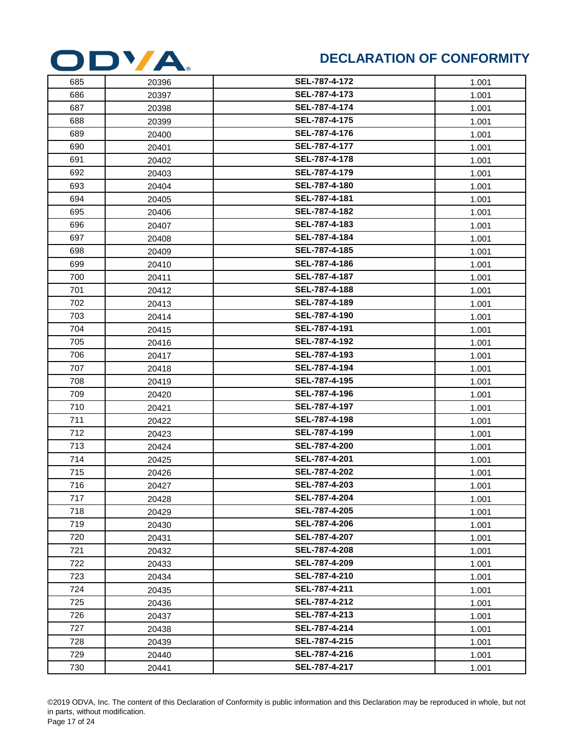# DECLARATION OF CONFORMITY

| | | | |
|---|---|---|---|
| 685 | 20396 | **SEL-787-4-172** | 1.001 |
| 686 | 20397 | **SEL-787-4-173** | 1.001 |
| 687 | 20398 | **SEL-787-4-174** | 1.001 |
| 688 | 20399 | **SEL-787-4-175** | 1.001 |
| 689 | 20400 | **SEL-787-4-176** | 1.001 |
| 690 | 20401 | **SEL-787-4-177** | 1.001 |
| 691 | 20402 | **SEL-787-4-178** | 1.001 |
| 692 | 20403 | **SEL-787-4-179** | 1.001 |
| 693 | 20404 | **SEL-787-4-180** | 1.001 |
| 694 | 20405 | **SEL-787-4-181** | 1.001 |
| 695 | 20406 | **SEL-787-4-182** | 1.001 |
| 696 | 20407 | **SEL-787-4-183** | 1.001 |
| 697 | 20408 | **SEL-787-4-184** | 1.001 |
| 698 | 20409 | **SEL-787-4-185** | 1.001 |
| 699 | 20410 | **SEL-787-4-186** | 1.001 |
| 700 | 20411 | **SEL-787-4-187** | 1.001 |
| 701 | 20412 | **SEL-787-4-188** | 1.001 |
| 702 | 20413 | **SEL-787-4-189** | 1.001 |
| 703 | 20414 | **SEL-787-4-190** | 1.001 |
| 704 | 20415 | **SEL-787-4-191** | 1.001 |
| 705 | 20416 | **SEL-787-4-192** | 1.001 |
| 706 | 20417 | **SEL-787-4-193** | 1.001 |
| 707 | 20418 | **SEL-787-4-194** | 1.001 |
| 708 | 20419 | **SEL-787-4-195** | 1.001 |
| 709 | 20420 | **SEL-787-4-196** | 1.001 |
| 710 | 20421 | **SEL-787-4-197** | 1.001 |
| 711 | 20422 | **SEL-787-4-198** | 1.001 |
| 712 | 20423 | **SEL-787-4-199** | 1.001 |
| 713 | 20424 | **SEL-787-4-200** | 1.001 |
| 714 | 20425 | **SEL-787-4-201** | 1.001 |
| 715 | 20426 | **SEL-787-4-202** | 1.001 |
| 716 | 20427 | **SEL-787-4-203** | 1.001 |
| 717 | 20428 | **SEL-787-4-204** | 1.001 |
| 718 | 20429 | **SEL-787-4-205** | 1.001 |
| 719 | 20430 | **SEL-787-4-206** | 1.001 |
| 720 | 20431 | **SEL-787-4-207** | 1.001 |
| 721 | 20432 | **SEL-787-4-208** | 1.001 |
| 722 | 20433 | **SEL-787-4-209** | 1.001 |
| 723 | 20434 | **SEL-787-4-210** | 1.001 |
| 724 | 20435 | **SEL-787-4-211** | 1.001 |
| 725 | 20436 | **SEL-787-4-212** | 1.001 |
| 726 | 20437 | **SEL-787-4-213** | 1.001 |
| 727 | 20438 | **SEL-787-4-214** | 1.001 |
| 728 | 20439 | **SEL-787-4-215** | 1.001 |
| 729 | 20440 | **SEL-787-4-216** | 1.001 |
| 730 | 20441 | **SEL-787-4-217** | 1.001 |

©2019 ODVA, Inc. The content of this Declaration of Conformity is public information and this Declaration may be reproduced in whole, but not in parts, without modification.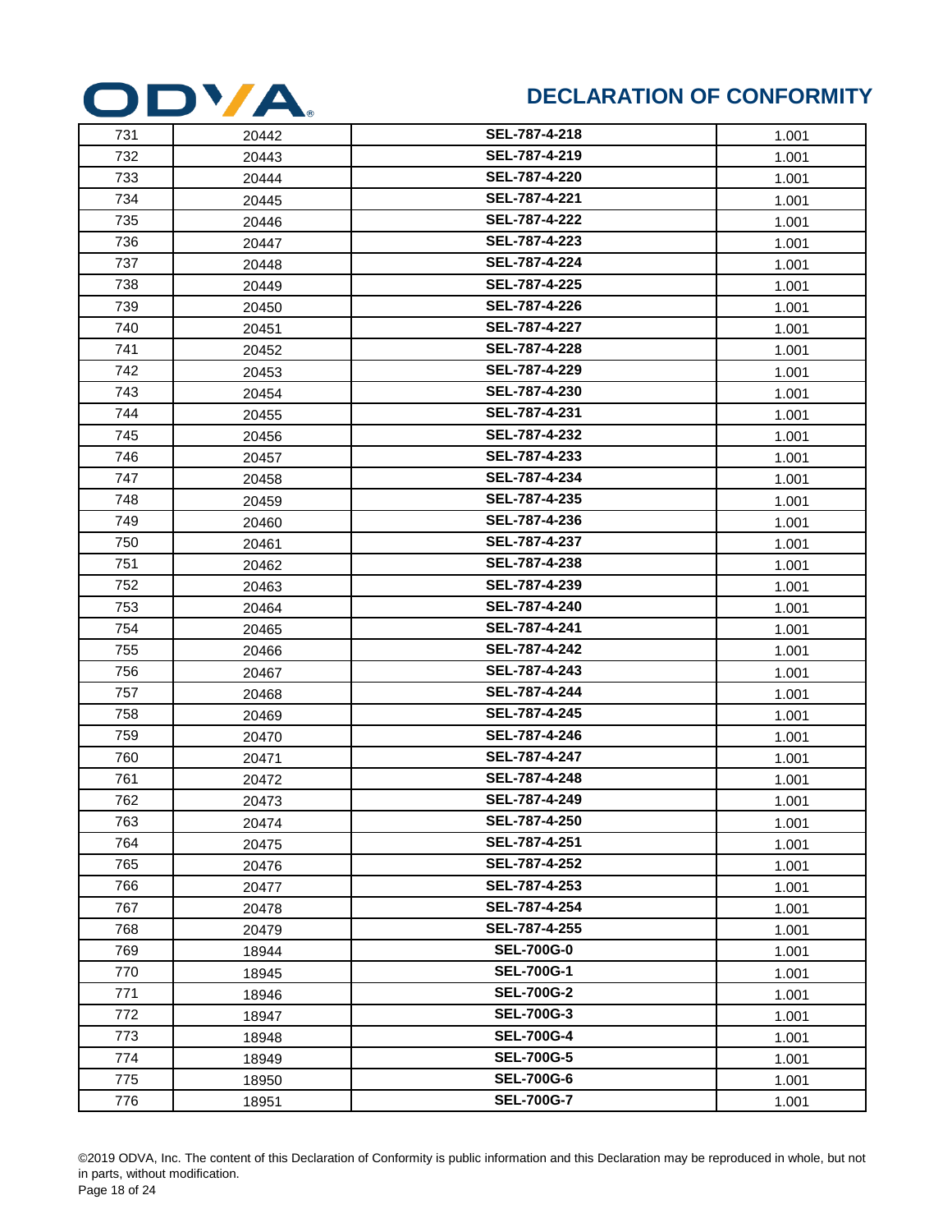| 731 | 20442 | **SEL-787-4-218** | 1.001 |
|---|---|---|---|
| 732 | 20443 | **SEL-787-4-219** | 1.001 |
| 733 | 20444 | **SEL-787-4-220** | 1.001 |
| 734 | 20445 | **SEL-787-4-221** | 1.001 |
| 735 | 20446 | **SEL-787-4-222** | 1.001 |
| 736 | 20447 | **SEL-787-4-223** | 1.001 |
| 737 | 20448 | **SEL-787-4-224** | 1.001 |
| 738 | 20449 | **SEL-787-4-225** | 1.001 |
| 739 | 20450 | **SEL-787-4-226** | 1.001 |
| 740 | 20451 | **SEL-787-4-227** | 1.001 |
| 741 | 20452 | **SEL-787-4-228** | 1.001 |
| 742 | 20453 | **SEL-787-4-229** | 1.001 |
| 743 | 20454 | **SEL-787-4-230** | 1.001 |
| 744 | 20455 | **SEL-787-4-231** | 1.001 |
| 745 | 20456 | **SEL-787-4-232** | 1.001 |
| 746 | 20457 | **SEL-787-4-233** | 1.001 |
| 747 | 20458 | **SEL-787-4-234** | 1.001 |
| 748 | 20459 | **SEL-787-4-235** | 1.001 |
| 749 | 20460 | **SEL-787-4-236** | 1.001 |
| 750 | 20461 | **SEL-787-4-237** | 1.001 |
| 751 | 20462 | **SEL-787-4-238** | 1.001 |
| 752 | 20463 | **SEL-787-4-239** | 1.001 |
| 753 | 20464 | **SEL-787-4-240** | 1.001 |
| 754 | 20465 | **SEL-787-4-241** | 1.001 |
| 755 | 20466 | **SEL-787-4-242** | 1.001 |
| 756 | 20467 | **SEL-787-4-243** | 1.001 |
| 757 | 20468 | **SEL-787-4-244** | 1.001 |
| 758 | 20469 | **SEL-787-4-245** | 1.001 |
| 759 | 20470 | **SEL-787-4-246** | 1.001 |
| 760 | 20471 | **SEL-787-4-247** | 1.001 |
| 761 | 20472 | **SEL-787-4-248** | 1.001 |
| 762 | 20473 | **SEL-787-4-249** | 1.001 |
| 763 | 20474 | **SEL-787-4-250** | 1.001 |
| 764 | 20475 | **SEL-787-4-251** | 1.001 |
| 765 | 20476 | **SEL-787-4-252** | 1.001 |
| 766 | 20477 | **SEL-787-4-253** | 1.001 |
| 767 | 20478 | **SEL-787-4-254** | 1.001 |
| 768 | 20479 | **SEL-787-4-255** | 1.001 |
| 769 | 18944 | **SEL-700G-0** | 1.001 |
| 770 | 18945 | **SEL-700G-1** | 1.001 |
| 771 | 18946 | **SEL-700G-2** | 1.001 |
| 772 | 18947 | **SEL-700G-3** | 1.001 |
| 773 | 18948 | **SEL-700G-4** | 1.001 |
| 774 | 18949 | **SEL-700G-5** | 1.001 |
| 775 | 18950 | **SEL-700G-6** | 1.001 |
| 776 | 18951 | **SEL-700G-7** | 1.001 |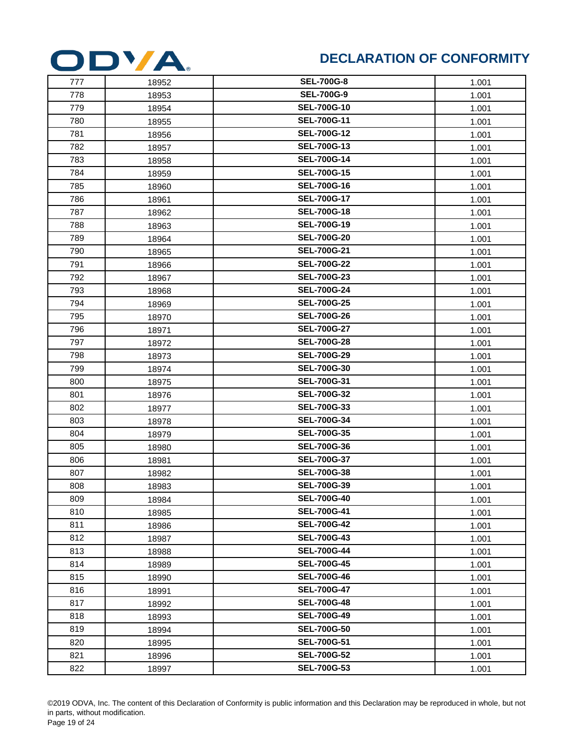| 777 | 18952 | **SEL-700G-8** | 1.001 |
|---|---|---|---|
| 778 | 18953 | **SEL-700G-9** | 1.001 |
| 779 | 18954 | **SEL-700G-10** | 1.001 |
| 780 | 18955 | **SEL-700G-11** | 1.001 |
| 781 | 18956 | **SEL-700G-12** | 1.001 |
| 782 | 18957 | **SEL-700G-13** | 1.001 |
| 783 | 18958 | **SEL-700G-14** | 1.001 |
| 784 | 18959 | **SEL-700G-15** | 1.001 |
| 785 | 18960 | **SEL-700G-16** | 1.001 |
| 786 | 18961 | **SEL-700G-17** | 1.001 |
| 787 | 18962 | **SEL-700G-18** | 1.001 |
| 788 | 18963 | **SEL-700G-19** | 1.001 |
| 789 | 18964 | **SEL-700G-20** | 1.001 |
| 790 | 18965 | **SEL-700G-21** | 1.001 |
| 791 | 18966 | **SEL-700G-22** | 1.001 |
| 792 | 18967 | **SEL-700G-23** | 1.001 |
| 793 | 18968 | **SEL-700G-24** | 1.001 |
| 794 | 18969 | **SEL-700G-25** | 1.001 |
| 795 | 18970 | **SEL-700G-26** | 1.001 |
| 796 | 18971 | **SEL-700G-27** | 1.001 |
| 797 | 18972 | **SEL-700G-28** | 1.001 |
| 798 | 18973 | **SEL-700G-29** | 1.001 |
| 799 | 18974 | **SEL-700G-30** | 1.001 |
| 800 | 18975 | **SEL-700G-31** | 1.001 |
| 801 | 18976 | **SEL-700G-32** | 1.001 |
| 802 | 18977 | **SEL-700G-33** | 1.001 |
| 803 | 18978 | **SEL-700G-34** | 1.001 |
| 804 | 18979 | **SEL-700G-35** | 1.001 |
| 805 | 18980 | **SEL-700G-36** | 1.001 |
| 806 | 18981 | **SEL-700G-37** | 1.001 |
| 807 | 18982 | **SEL-700G-38** | 1.001 |
| 808 | 18983 | **SEL-700G-39** | 1.001 |
| 809 | 18984 | **SEL-700G-40** | 1.001 |
| 810 | 18985 | **SEL-700G-41** | 1.001 |
| 811 | 18986 | **SEL-700G-42** | 1.001 |
| 812 | 18987 | **SEL-700G-43** | 1.001 |
| 813 | 18988 | **SEL-700G-44** | 1.001 |
| 814 | 18989 | **SEL-700G-45** | 1.001 |
| 815 | 18990 | **SEL-700G-46** | 1.001 |
| 816 | 18991 | **SEL-700G-47** | 1.001 |
| 817 | 18992 | **SEL-700G-48** | 1.001 |
| 818 | 18993 | **SEL-700G-49** | 1.001 |
| 819 | 18994 | **SEL-700G-50** | 1.001 |
| 820 | 18995 | **SEL-700G-51** | 1.001 |
| 821 | 18996 | **SEL-700G-52** | 1.001 |
| 822 | 18997 | **SEL-700G-53** | 1.001 |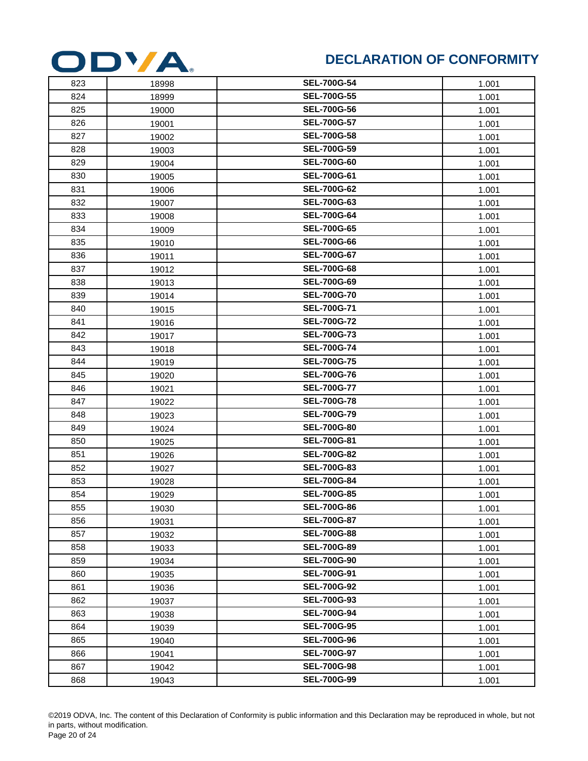# DECLARATION OF CONFORMITY

| | | | |
|---|---|---|---|
| 823 | 18998 | **SEL-700G-54** | 1.001 |
| 824 | 18999 | **SEL-700G-55** | 1.001 |
| 825 | 19000 | **SEL-700G-56** | 1.001 |
| 826 | 19001 | **SEL-700G-57** | 1.001 |
| 827 | 19002 | **SEL-700G-58** | 1.001 |
| 828 | 19003 | **SEL-700G-59** | 1.001 |
| 829 | 19004 | **SEL-700G-60** | 1.001 |
| 830 | 19005 | **SEL-700G-61** | 1.001 |
| 831 | 19006 | **SEL-700G-62** | 1.001 |
| 832 | 19007 | **SEL-700G-63** | 1.001 |
| 833 | 19008 | **SEL-700G-64** | 1.001 |
| 834 | 19009 | **SEL-700G-65** | 1.001 |
| 835 | 19010 | **SEL-700G-66** | 1.001 |
| 836 | 19011 | **SEL-700G-67** | 1.001 |
| 837 | 19012 | **SEL-700G-68** | 1.001 |
| 838 | 19013 | **SEL-700G-69** | 1.001 |
| 839 | 19014 | **SEL-700G-70** | 1.001 |
| 840 | 19015 | **SEL-700G-71** | 1.001 |
| 841 | 19016 | **SEL-700G-72** | 1.001 |
| 842 | 19017 | **SEL-700G-73** | 1.001 |
| 843 | 19018 | **SEL-700G-74** | 1.001 |
| 844 | 19019 | **SEL-700G-75** | 1.001 |
| 845 | 19020 | **SEL-700G-76** | 1.001 |
| 846 | 19021 | **SEL-700G-77** | 1.001 |
| 847 | 19022 | **SEL-700G-78** | 1.001 |
| 848 | 19023 | **SEL-700G-79** | 1.001 |
| 849 | 19024 | **SEL-700G-80** | 1.001 |
| 850 | 19025 | **SEL-700G-81** | 1.001 |
| 851 | 19026 | **SEL-700G-82** | 1.001 |
| 852 | 19027 | **SEL-700G-83** | 1.001 |
| 853 | 19028 | **SEL-700G-84** | 1.001 |
| 854 | 19029 | **SEL-700G-85** | 1.001 |
| 855 | 19030 | **SEL-700G-86** | 1.001 |
| 856 | 19031 | **SEL-700G-87** | 1.001 |
| 857 | 19032 | **SEL-700G-88** | 1.001 |
| 858 | 19033 | **SEL-700G-89** | 1.001 |
| 859 | 19034 | **SEL-700G-90** | 1.001 |
| 860 | 19035 | **SEL-700G-91** | 1.001 |
| 861 | 19036 | **SEL-700G-92** | 1.001 |
| 862 | 19037 | **SEL-700G-93** | 1.001 |
| 863 | 19038 | **SEL-700G-94** | 1.001 |
| 864 | 19039 | **SEL-700G-95** | 1.001 |
| 865 | 19040 | **SEL-700G-96** | 1.001 |
| 866 | 19041 | **SEL-700G-97** | 1.001 |
| 867 | 19042 | **SEL-700G-98** | 1.001 |
| 868 | 19043 | **SEL-700G-99** | 1.001 |

©2019 ODVA, Inc. The content of this Declaration of Conformity is public information and this Declaration may be reproduced in whole, but not in parts, without modification.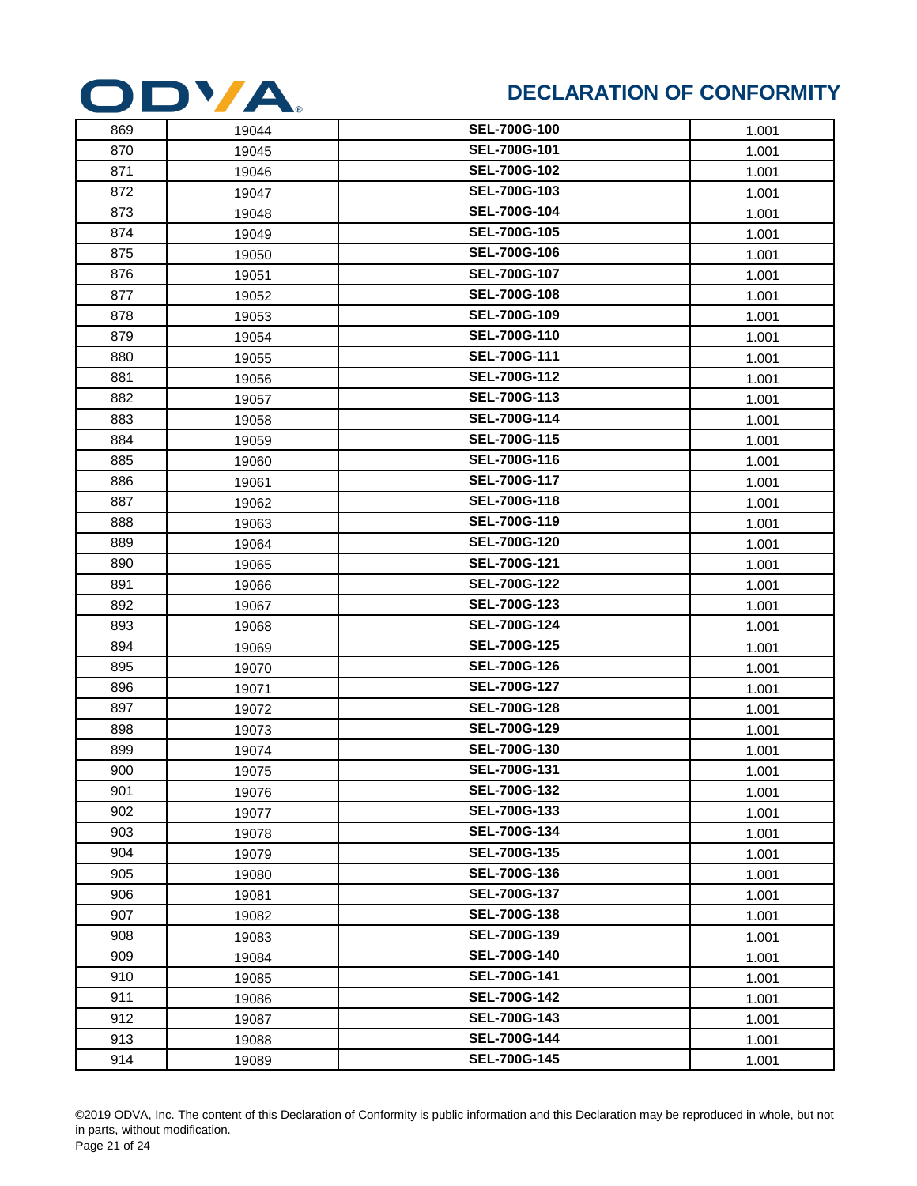# DECLARATION OF CONFORMITY

| 869 | 19044 | **SEL-700G-100** | 1.001 |
|---|---|---|---|
| 870 | 19045 | **SEL-700G-101** | 1.001 |
| 871 | 19046 | **SEL-700G-102** | 1.001 |
| 872 | 19047 | **SEL-700G-103** | 1.001 |
| 873 | 19048 | **SEL-700G-104** | 1.001 |
| 874 | 19049 | **SEL-700G-105** | 1.001 |
| 875 | 19050 | **SEL-700G-106** | 1.001 |
| 876 | 19051 | **SEL-700G-107** | 1.001 |
| 877 | 19052 | **SEL-700G-108** | 1.001 |
| 878 | 19053 | **SEL-700G-109** | 1.001 |
| 879 | 19054 | **SEL-700G-110** | 1.001 |
| 880 | 19055 | **SEL-700G-111** | 1.001 |
| 881 | 19056 | **SEL-700G-112** | 1.001 |
| 882 | 19057 | **SEL-700G-113** | 1.001 |
| 883 | 19058 | **SEL-700G-114** | 1.001 |
| 884 | 19059 | **SEL-700G-115** | 1.001 |
| 885 | 19060 | **SEL-700G-116** | 1.001 |
| 886 | 19061 | **SEL-700G-117** | 1.001 |
| 887 | 19062 | **SEL-700G-118** | 1.001 |
| 888 | 19063 | **SEL-700G-119** | 1.001 |
| 889 | 19064 | **SEL-700G-120** | 1.001 |
| 890 | 19065 | **SEL-700G-121** | 1.001 |
| 891 | 19066 | **SEL-700G-122** | 1.001 |
| 892 | 19067 | **SEL-700G-123** | 1.001 |
| 893 | 19068 | **SEL-700G-124** | 1.001 |
| 894 | 19069 | **SEL-700G-125** | 1.001 |
| 895 | 19070 | **SEL-700G-126** | 1.001 |
| 896 | 19071 | **SEL-700G-127** | 1.001 |
| 897 | 19072 | **SEL-700G-128** | 1.001 |
| 898 | 19073 | **SEL-700G-129** | 1.001 |
| 899 | 19074 | **SEL-700G-130** | 1.001 |
| 900 | 19075 | **SEL-700G-131** | 1.001 |
| 901 | 19076 | **SEL-700G-132** | 1.001 |
| 902 | 19077 | **SEL-700G-133** | 1.001 |
| 903 | 19078 | **SEL-700G-134** | 1.001 |
| 904 | 19079 | **SEL-700G-135** | 1.001 |
| 905 | 19080 | **SEL-700G-136** | 1.001 |
| 906 | 19081 | **SEL-700G-137** | 1.001 |
| 907 | 19082 | **SEL-700G-138** | 1.001 |
| 908 | 19083 | **SEL-700G-139** | 1.001 |
| 909 | 19084 | **SEL-700G-140** | 1.001 |
| 910 | 19085 | **SEL-700G-141** | 1.001 |
| 911 | 19086 | **SEL-700G-142** | 1.001 |
| 912 | 19087 | **SEL-700G-143** | 1.001 |
| 913 | 19088 | **SEL-700G-144** | 1.001 |
| 914 | 19089 | **SEL-700G-145** | 1.001 |

©2019 ODVA, Inc. The content of this Declaration of Conformity is public information and this Declaration may be reproduced in whole, but not in parts, without modification.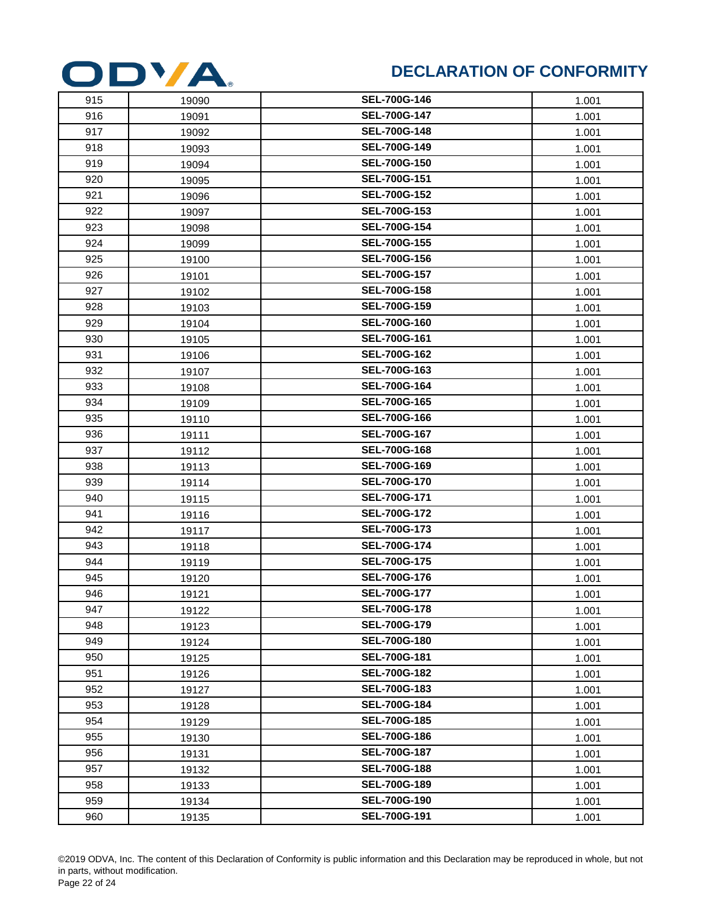# DECLARATION OF CONFORMITY

| | | | |
|---|---|---|---|
| 915 | 19090 | **SEL-700G-146** | 1.001 |
| 916 | 19091 | **SEL-700G-147** | 1.001 |
| 917 | 19092 | **SEL-700G-148** | 1.001 |
| 918 | 19093 | **SEL-700G-149** | 1.001 |
| 919 | 19094 | **SEL-700G-150** | 1.001 |
| 920 | 19095 | **SEL-700G-151** | 1.001 |
| 921 | 19096 | **SEL-700G-152** | 1.001 |
| 922 | 19097 | **SEL-700G-153** | 1.001 |
| 923 | 19098 | **SEL-700G-154** | 1.001 |
| 924 | 19099 | **SEL-700G-155** | 1.001 |
| 925 | 19100 | **SEL-700G-156** | 1.001 |
| 926 | 19101 | **SEL-700G-157** | 1.001 |
| 927 | 19102 | **SEL-700G-158** | 1.001 |
| 928 | 19103 | **SEL-700G-159** | 1.001 |
| 929 | 19104 | **SEL-700G-160** | 1.001 |
| 930 | 19105 | **SEL-700G-161** | 1.001 |
| 931 | 19106 | **SEL-700G-162** | 1.001 |
| 932 | 19107 | **SEL-700G-163** | 1.001 |
| 933 | 19108 | **SEL-700G-164** | 1.001 |
| 934 | 19109 | **SEL-700G-165** | 1.001 |
| 935 | 19110 | **SEL-700G-166** | 1.001 |
| 936 | 19111 | **SEL-700G-167** | 1.001 |
| 937 | 19112 | **SEL-700G-168** | 1.001 |
| 938 | 19113 | **SEL-700G-169** | 1.001 |
| 939 | 19114 | **SEL-700G-170** | 1.001 |
| 940 | 19115 | **SEL-700G-171** | 1.001 |
| 941 | 19116 | **SEL-700G-172** | 1.001 |
| 942 | 19117 | **SEL-700G-173** | 1.001 |
| 943 | 19118 | **SEL-700G-174** | 1.001 |
| 944 | 19119 | **SEL-700G-175** | 1.001 |
| 945 | 19120 | **SEL-700G-176** | 1.001 |
| 946 | 19121 | **SEL-700G-177** | 1.001 |
| 947 | 19122 | **SEL-700G-178** | 1.001 |
| 948 | 19123 | **SEL-700G-179** | 1.001 |
| 949 | 19124 | **SEL-700G-180** | 1.001 |
| 950 | 19125 | **SEL-700G-181** | 1.001 |
| 951 | 19126 | **SEL-700G-182** | 1.001 |
| 952 | 19127 | **SEL-700G-183** | 1.001 |
| 953 | 19128 | **SEL-700G-184** | 1.001 |
| 954 | 19129 | **SEL-700G-185** | 1.001 |
| 955 | 19130 | **SEL-700G-186** | 1.001 |
| 956 | 19131 | **SEL-700G-187** | 1.001 |
| 957 | 19132 | **SEL-700G-188** | 1.001 |
| 958 | 19133 | **SEL-700G-189** | 1.001 |
| 959 | 19134 | **SEL-700G-190** | 1.001 |
| 960 | 19135 | **SEL-700G-191** | 1.001 |

©2019 ODVA, Inc. The content of this Declaration of Conformity is public information and this Declaration may be reproduced in whole, but not in parts, without modification.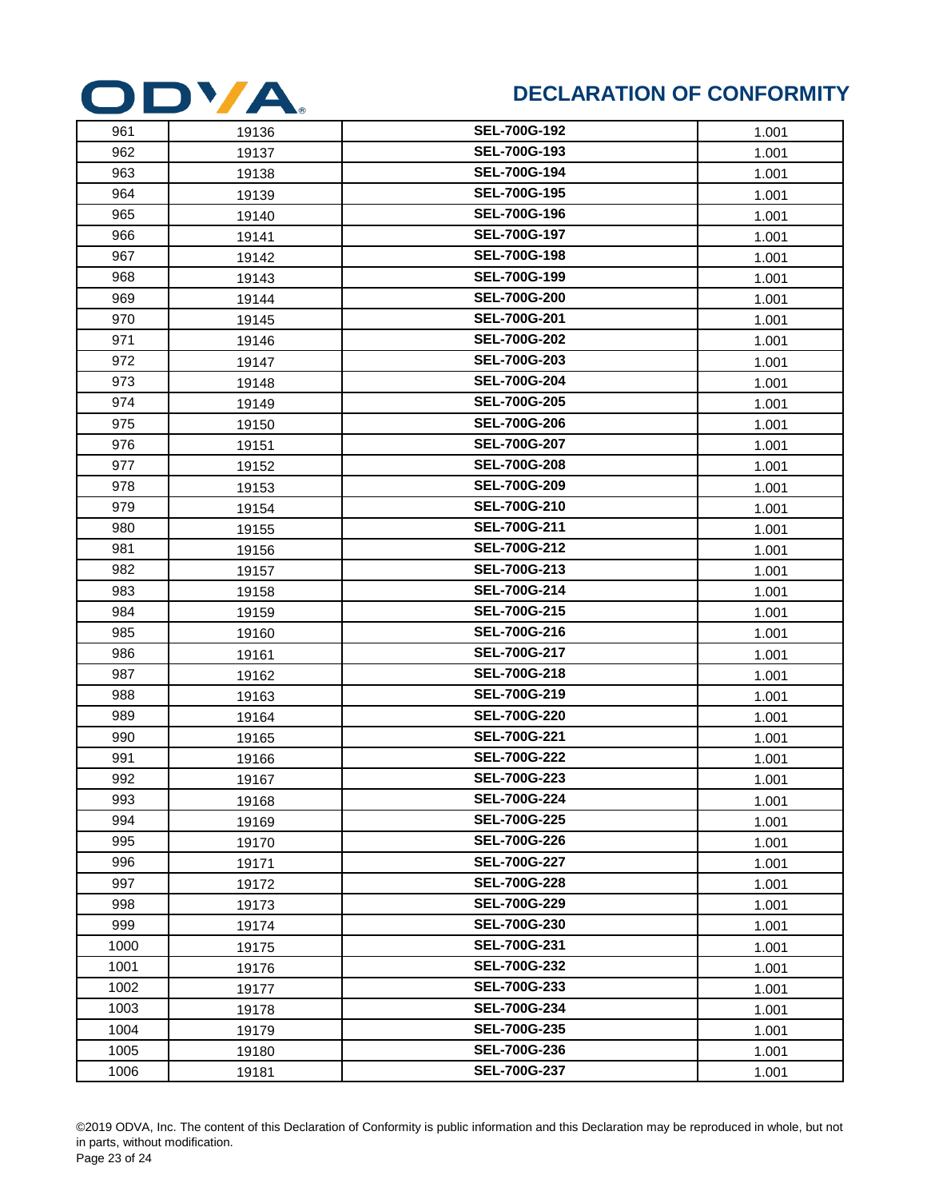# DECLARATION OF CONFORMITY

| | | | |
|---|---|---|---|
| 961 | 19136 | **SEL-700G-192** | 1.001 |
| 962 | 19137 | **SEL-700G-193** | 1.001 |
| 963 | 19138 | **SEL-700G-194** | 1.001 |
| 964 | 19139 | **SEL-700G-195** | 1.001 |
| 965 | 19140 | **SEL-700G-196** | 1.001 |
| 966 | 19141 | **SEL-700G-197** | 1.001 |
| 967 | 19142 | **SEL-700G-198** | 1.001 |
| 968 | 19143 | **SEL-700G-199** | 1.001 |
| 969 | 19144 | **SEL-700G-200** | 1.001 |
| 970 | 19145 | **SEL-700G-201** | 1.001 |
| 971 | 19146 | **SEL-700G-202** | 1.001 |
| 972 | 19147 | **SEL-700G-203** | 1.001 |
| 973 | 19148 | **SEL-700G-204** | 1.001 |
| 974 | 19149 | **SEL-700G-205** | 1.001 |
| 975 | 19150 | **SEL-700G-206** | 1.001 |
| 976 | 19151 | **SEL-700G-207** | 1.001 |
| 977 | 19152 | **SEL-700G-208** | 1.001 |
| 978 | 19153 | **SEL-700G-209** | 1.001 |
| 979 | 19154 | **SEL-700G-210** | 1.001 |
| 980 | 19155 | **SEL-700G-211** | 1.001 |
| 981 | 19156 | **SEL-700G-212** | 1.001 |
| 982 | 19157 | **SEL-700G-213** | 1.001 |
| 983 | 19158 | **SEL-700G-214** | 1.001 |
| 984 | 19159 | **SEL-700G-215** | 1.001 |
| 985 | 19160 | **SEL-700G-216** | 1.001 |
| 986 | 19161 | **SEL-700G-217** | 1.001 |
| 987 | 19162 | **SEL-700G-218** | 1.001 |
| 988 | 19163 | **SEL-700G-219** | 1.001 |
| 989 | 19164 | **SEL-700G-220** | 1.001 |
| 990 | 19165 | **SEL-700G-221** | 1.001 |
| 991 | 19166 | **SEL-700G-222** | 1.001 |
| 992 | 19167 | **SEL-700G-223** | 1.001 |
| 993 | 19168 | **SEL-700G-224** | 1.001 |
| 994 | 19169 | **SEL-700G-225** | 1.001 |
| 995 | 19170 | **SEL-700G-226** | 1.001 |
| 996 | 19171 | **SEL-700G-227** | 1.001 |
| 997 | 19172 | **SEL-700G-228** | 1.001 |
| 998 | 19173 | **SEL-700G-229** | 1.001 |
| 999 | 19174 | **SEL-700G-230** | 1.001 |
| 1000 | 19175 | **SEL-700G-231** | 1.001 |
| 1001 | 19176 | **SEL-700G-232** | 1.001 |
| 1002 | 19177 | **SEL-700G-233** | 1.001 |
| 1003 | 19178 | **SEL-700G-234** | 1.001 |
| 1004 | 19179 | **SEL-700G-235** | 1.001 |
| 1005 | 19180 | **SEL-700G-236** | 1.001 |
| 1006 | 19181 | **SEL-700G-237** | 1.001 |

©2019 ODVA, Inc. The content of this Declaration of Conformity is public information and this Declaration may be reproduced in whole, but not in parts, without modification.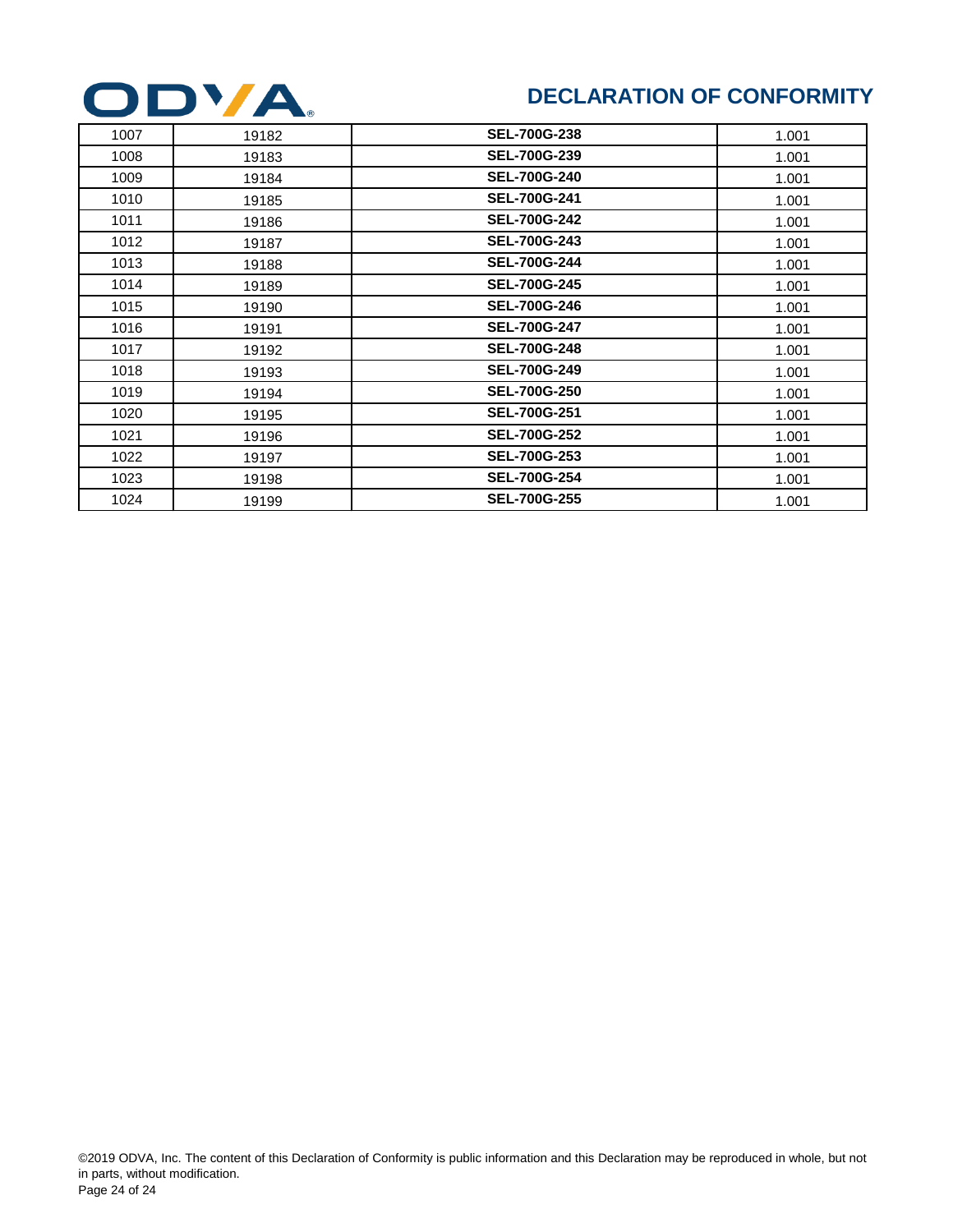| | | | |
|---|---|---|---|
| 1007 | 19182 | **SEL-700G-238** | 1.001 |
| 1008 | 19183 | **SEL-700G-239** | 1.001 |
| 1009 | 19184 | **SEL-700G-240** | 1.001 |
| 1010 | 19185 | **SEL-700G-241** | 1.001 |
| 1011 | 19186 | **SEL-700G-242** | 1.001 |
| 1012 | 19187 | **SEL-700G-243** | 1.001 |
| 1013 | 19188 | **SEL-700G-244** | 1.001 |
| 1014 | 19189 | **SEL-700G-245** | 1.001 |
| 1015 | 19190 | **SEL-700G-246** | 1.001 |
| 1016 | 19191 | **SEL-700G-247** | 1.001 |
| 1017 | 19192 | **SEL-700G-248** | 1.001 |
| 1018 | 19193 | **SEL-700G-249** | 1.001 |
| 1019 | 19194 | **SEL-700G-250** | 1.001 |
| 1020 | 19195 | **SEL-700G-251** | 1.001 |
| 1021 | 19196 | **SEL-700G-252** | 1.001 |
| 1022 | 19197 | **SEL-700G-253** | 1.001 |
| 1023 | 19198 | **SEL-700G-254** | 1.001 |
| 1024 | 19199 | **SEL-700G-255** | 1.001 |

©2019 ODVA, Inc. The content of this Declaration of Conformity is public information and this Declaration may be reproduced in whole, but not in parts, without modification.